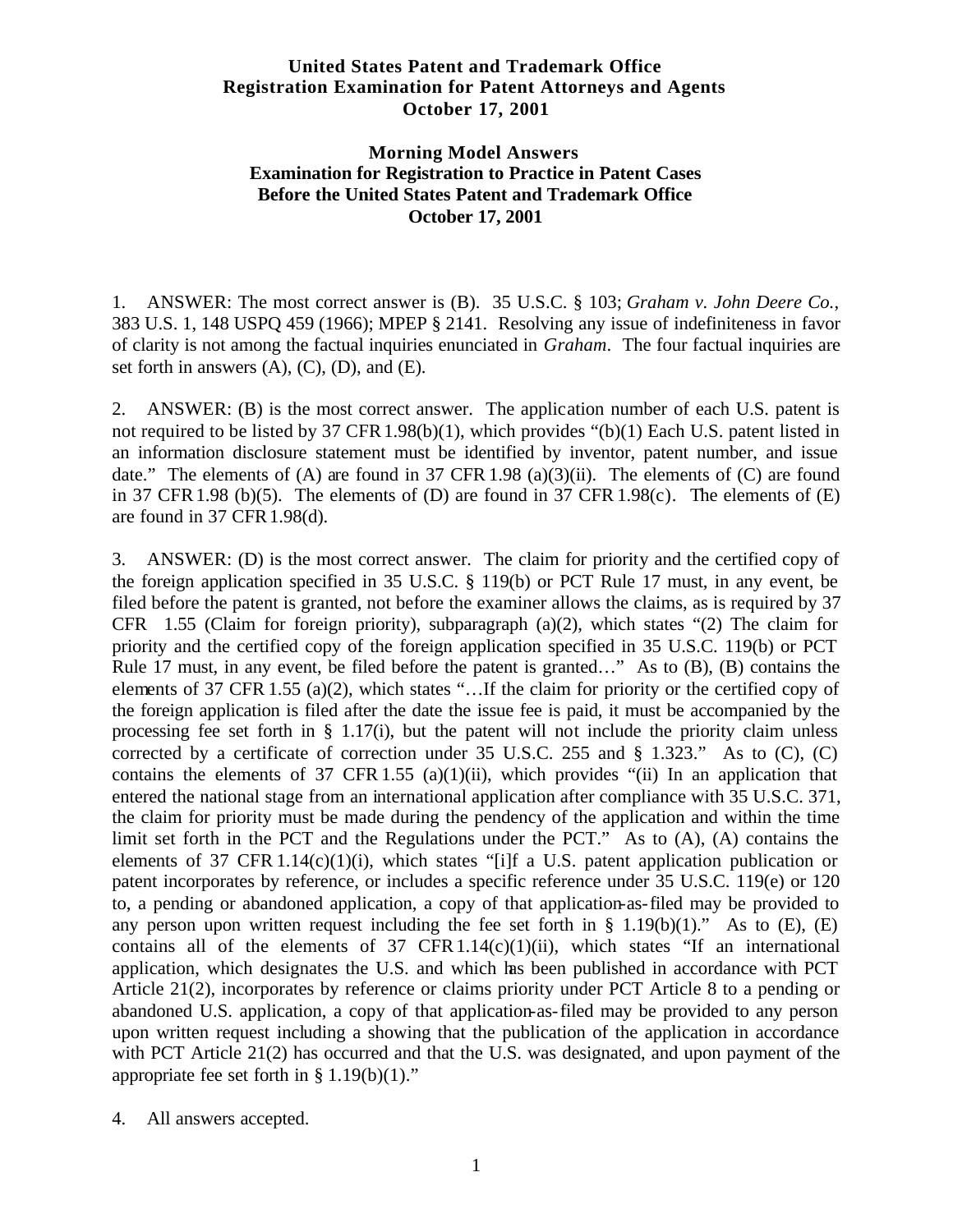**United States Patent and Trademark Office**
**Registration Examination for Patent Attorneys and Agents**
**October 17, 2001**

**Morning Model Answers**
**Examination for Registration to Practice in Patent Cases**
**Before the United States Patent and Trademark Office**
**October 17, 2001**

1. ANSWER: The most correct answer is (B). 35 U.S.C. § 103; *Graham v. John Deere Co.*, 383 U.S. 1, 148 USPQ 459 (1966); MPEP § 2141. Resolving any issue of indefiniteness in favor of clarity is not among the factual inquiries enunciated in *Graham*. The four factual inquiries are set forth in answers (A), (C), (D), and (E).

2. ANSWER: (B) is the most correct answer. The application number of each U.S. patent is not required to be listed by 37 CFR 1.98(b)(1), which provides "(b)(1) Each U.S. patent listed in an information disclosure statement must be identified by inventor, patent number, and issue date." The elements of (A) are found in 37 CFR 1.98 (a)(3)(ii). The elements of (C) are found in 37 CFR 1.98 (b)(5). The elements of (D) are found in 37 CFR 1.98(c). The elements of (E) are found in 37 CFR 1.98(d).

3. ANSWER: (D) is the most correct answer. The claim for priority and the certified copy of the foreign application specified in 35 U.S.C. § 119(b) or PCT Rule 17 must, in any event, be filed before the patent is granted, not before the examiner allows the claims, as is required by 37 CFR 1.55 (Claim for foreign priority), subparagraph (a)(2), which states "(2) The claim for priority and the certified copy of the foreign application specified in 35 U.S.C. 119(b) or PCT Rule 17 must, in any event, be filed before the patent is granted…" As to (B), (B) contains the elements of 37 CFR 1.55 (a)(2), which states "…If the claim for priority or the certified copy of the foreign application is filed after the date the issue fee is paid, it must be accompanied by the processing fee set forth in § 1.17(i), but the patent will not include the priority claim unless corrected by a certificate of correction under 35 U.S.C. 255 and § 1.323." As to (C), (C) contains the elements of 37 CFR 1.55 (a)(1)(ii), which provides "(ii) In an application that entered the national stage from an international application after compliance with 35 U.S.C. 371, the claim for priority must be made during the pendency of the application and within the time limit set forth in the PCT and the Regulations under the PCT." As to (A), (A) contains the elements of 37 CFR 1.14(c)(1)(i), which states "[i]f a U.S. patent application publication or patent incorporates by reference, or includes a specific reference under 35 U.S.C. 119(e) or 120 to, a pending or abandoned application, a copy of that application-as-filed may be provided to any person upon written request including the fee set forth in § 1.19(b)(1)." As to (E), (E) contains all of the elements of 37 CFR 1.14(c)(1)(ii), which states "If an international application, which designates the U.S. and which has been published in accordance with PCT Article 21(2), incorporates by reference or claims priority under PCT Article 8 to a pending or abandoned U.S. application, a copy of that application-as-filed may be provided to any person upon written request including a showing that the publication of the application in accordance with PCT Article 21(2) has occurred and that the U.S. was designated, and upon payment of the appropriate fee set forth in § 1.19(b)(1)."

4. All answers accepted.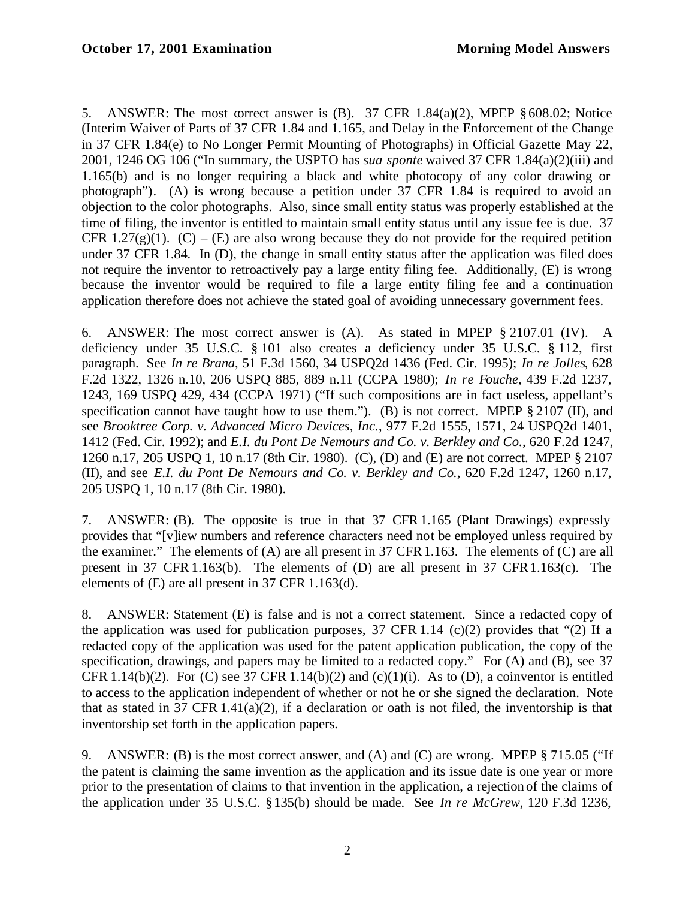5. ANSWER: The most correct answer is (B). 37 CFR 1.84(a)(2), MPEP § 608.02; Notice (Interim Waiver of Parts of 37 CFR 1.84 and 1.165, and Delay in the Enforcement of the Change in 37 CFR 1.84(e) to No Longer Permit Mounting of Photographs) in Official Gazette May 22, 2001, 1246 OG 106 ("In summary, the USPTO has *sua sponte* waived 37 CFR 1.84(a)(2)(iii) and 1.165(b) and is no longer requiring a black and white photocopy of any color drawing or photograph"). (A) is wrong because a petition under 37 CFR 1.84 is required to avoid an objection to the color photographs. Also, since small entity status was properly established at the time of filing, the inventor is entitled to maintain small entity status until any issue fee is due. 37 CFR 1.27(g)(1). (C) – (E) are also wrong because they do not provide for the required petition under 37 CFR 1.84. In (D), the change in small entity status after the application was filed does not require the inventor to retroactively pay a large entity filing fee. Additionally, (E) is wrong because the inventor would be required to file a large entity filing fee and a continuation application therefore does not achieve the stated goal of avoiding unnecessary government fees.

6. ANSWER: The most correct answer is (A). As stated in MPEP § 2107.01 (IV). A deficiency under 35 U.S.C. § 101 also creates a deficiency under 35 U.S.C. § 112, first paragraph. See *In re Brana*, 51 F.3d 1560, 34 USPQ2d 1436 (Fed. Cir. 1995); *In re Jolles*, 628 F.2d 1322, 1326 n.10, 206 USPQ 885, 889 n.11 (CCPA 1980); *In re Fouche*, 439 F.2d 1237, 1243, 169 USPQ 429, 434 (CCPA 1971) ("If such compositions are in fact useless, appellant's specification cannot have taught how to use them."). (B) is not correct. MPEP § 2107 (II), and see *Brooktree Corp. v. Advanced Micro Devices, Inc.*, 977 F.2d 1555, 1571, 24 USPQ2d 1401, 1412 (Fed. Cir. 1992); and *E.I. du Pont De Nemours and Co. v. Berkley and Co.*, 620 F.2d 1247, 1260 n.17, 205 USPQ 1, 10 n.17 (8th Cir. 1980). (C), (D) and (E) are not correct. MPEP § 2107 (II), and see *E.I. du Pont De Nemours and Co. v. Berkley and Co.*, 620 F.2d 1247, 1260 n.17, 205 USPQ 1, 10 n.17 (8th Cir. 1980).

7. ANSWER: (B). The opposite is true in that 37 CFR 1.165 (Plant Drawings) expressly provides that "[v]iew numbers and reference characters need not be employed unless required by the examiner." The elements of (A) are all present in 37 CFR 1.163. The elements of (C) are all present in 37 CFR 1.163(b). The elements of (D) are all present in 37 CFR 1.163(c). The elements of (E) are all present in 37 CFR 1.163(d).

8. ANSWER: Statement (E) is false and is not a correct statement. Since a redacted copy of the application was used for publication purposes, 37 CFR 1.14 (c)(2) provides that "(2) If a redacted copy of the application was used for the patent application publication, the copy of the specification, drawings, and papers may be limited to a redacted copy." For (A) and (B), see 37 CFR 1.14(b)(2). For (C) see 37 CFR 1.14(b)(2) and (c)(1)(i). As to (D), a coinventor is entitled to access to the application independent of whether or not he or she signed the declaration. Note that as stated in 37 CFR 1.41(a)(2), if a declaration or oath is not filed, the inventorship is that inventorship set forth in the application papers.

9. ANSWER: (B) is the most correct answer, and (A) and (C) are wrong. MPEP § 715.05 ("If the patent is claiming the same invention as the application and its issue date is one year or more prior to the presentation of claims to that invention in the application, a rejection of the claims of the application under 35 U.S.C. § 135(b) should be made. See *In re McGrew*, 120 F.3d 1236,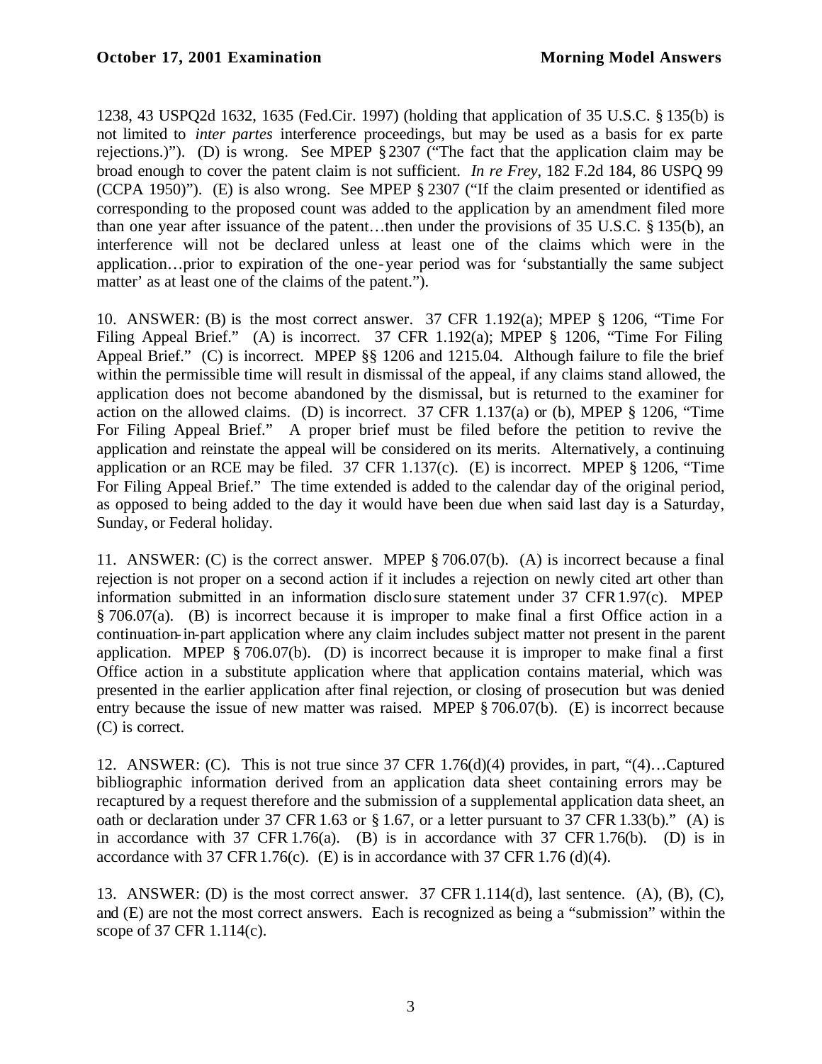1238, 43 USPQ2d 1632, 1635 (Fed.Cir. 1997) (holding that application of 35 U.S.C. § 135(b) is not limited to *inter partes* interference proceedings, but may be used as a basis for ex parte rejections.)"). (D) is wrong. See MPEP § 2307 ("The fact that the application claim may be broad enough to cover the patent claim is not sufficient. *In re Frey*, 182 F.2d 184, 86 USPQ 99 (CCPA 1950)"). (E) is also wrong. See MPEP § 2307 ("If the claim presented or identified as corresponding to the proposed count was added to the application by an amendment filed more than one year after issuance of the patent…then under the provisions of 35 U.S.C. § 135(b), an interference will not be declared unless at least one of the claims which were in the application…prior to expiration of the one-year period was for 'substantially the same subject matter' as at least one of the claims of the patent.").

10. ANSWER: (B) is the most correct answer. 37 CFR 1.192(a); MPEP § 1206, "Time For Filing Appeal Brief." (A) is incorrect. 37 CFR 1.192(a); MPEP § 1206, "Time For Filing Appeal Brief." (C) is incorrect. MPEP §§ 1206 and 1215.04. Although failure to file the brief within the permissible time will result in dismissal of the appeal, if any claims stand allowed, the application does not become abandoned by the dismissal, but is returned to the examiner for action on the allowed claims. (D) is incorrect. 37 CFR 1.137(a) or (b), MPEP § 1206, "Time For Filing Appeal Brief." A proper brief must be filed before the petition to revive the application and reinstate the appeal will be considered on its merits. Alternatively, a continuing application or an RCE may be filed. 37 CFR 1.137(c). (E) is incorrect. MPEP § 1206, "Time For Filing Appeal Brief." The time extended is added to the calendar day of the original period, as opposed to being added to the day it would have been due when said last day is a Saturday, Sunday, or Federal holiday.

11. ANSWER: (C) is the correct answer. MPEP § 706.07(b). (A) is incorrect because a final rejection is not proper on a second action if it includes a rejection on newly cited art other than information submitted in an information disclosure statement under 37 CFR 1.97(c). MPEP § 706.07(a). (B) is incorrect because it is improper to make final a first Office action in a continuation-in-part application where any claim includes subject matter not present in the parent application. MPEP § 706.07(b). (D) is incorrect because it is improper to make final a first Office action in a substitute application where that application contains material, which was presented in the earlier application after final rejection, or closing of prosecution but was denied entry because the issue of new matter was raised. MPEP § 706.07(b). (E) is incorrect because (C) is correct.

12. ANSWER: (C). This is not true since 37 CFR 1.76(d)(4) provides, in part, "(4)…Captured bibliographic information derived from an application data sheet containing errors may be recaptured by a request therefore and the submission of a supplemental application data sheet, an oath or declaration under 37 CFR 1.63 or § 1.67, or a letter pursuant to 37 CFR 1.33(b)." (A) is in accordance with 37 CFR 1.76(a). (B) is in accordance with 37 CFR 1.76(b). (D) is in accordance with 37 CFR 1.76(c). (E) is in accordance with 37 CFR 1.76 (d)(4).

13. ANSWER: (D) is the most correct answer. 37 CFR 1.114(d), last sentence. (A), (B), (C), and (E) are not the most correct answers. Each is recognized as being a "submission" within the scope of 37 CFR 1.114(c).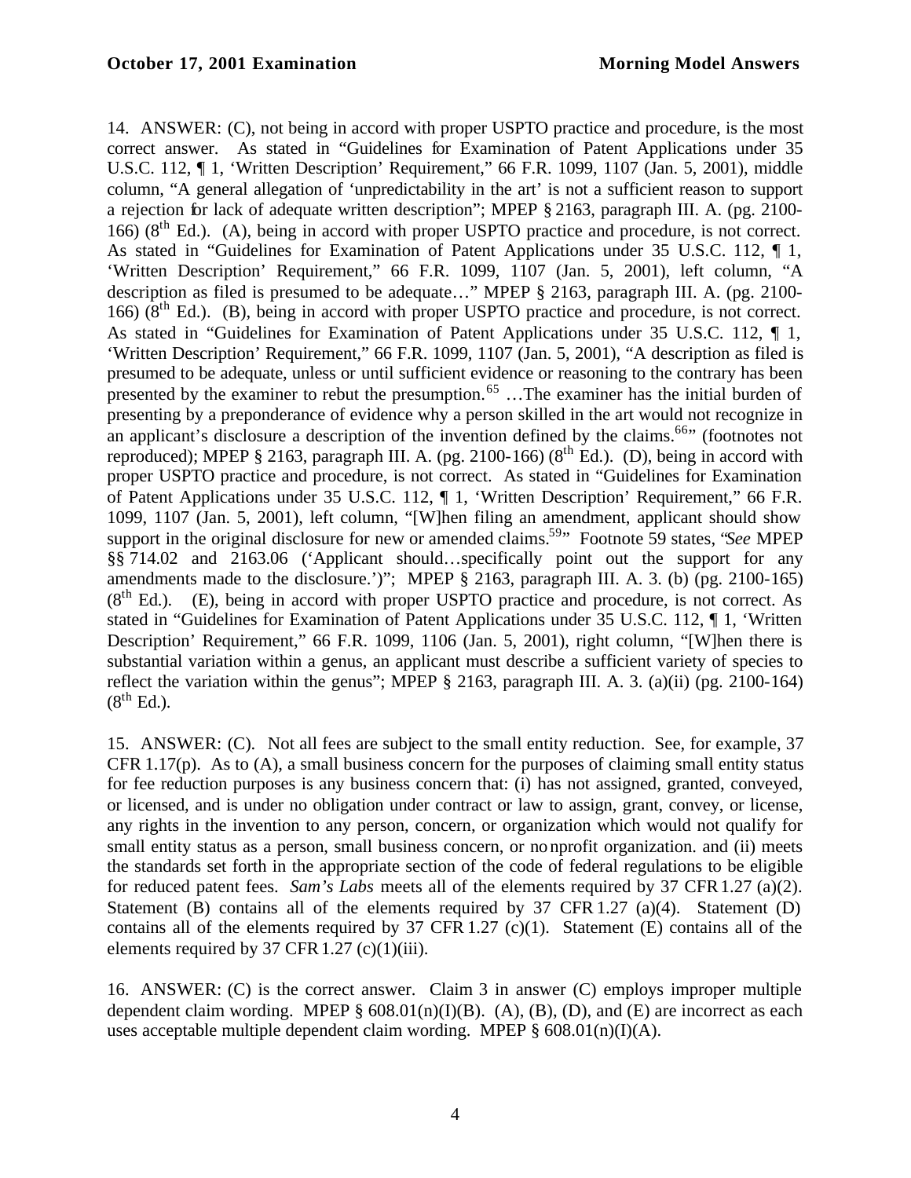14. ANSWER: (C), not being in accord with proper USPTO practice and procedure, is the most correct answer. As stated in "Guidelines for Examination of Patent Applications under 35 U.S.C. 112, ¶ 1, 'Written Description' Requirement," 66 F.R. 1099, 1107 (Jan. 5, 2001), middle column, "A general allegation of 'unpredictability in the art' is not a sufficient reason to support a rejection for lack of adequate written description"; MPEP § 2163, paragraph III. A. (pg. 2100-166) (8th Ed.). (A), being in accord with proper USPTO practice and procedure, is not correct. As stated in "Guidelines for Examination of Patent Applications under 35 U.S.C. 112, ¶ 1, 'Written Description' Requirement," 66 F.R. 1099, 1107 (Jan. 5, 2001), left column, "A description as filed is presumed to be adequate…" MPEP § 2163, paragraph III. A. (pg. 2100-166) (8th Ed.). (B), being in accord with proper USPTO practice and procedure, is not correct. As stated in "Guidelines for Examination of Patent Applications under 35 U.S.C. 112, ¶ 1, 'Written Description' Requirement," 66 F.R. 1099, 1107 (Jan. 5, 2001), "A description as filed is presumed to be adequate, unless or until sufficient evidence or reasoning to the contrary has been presented by the examiner to rebut the presumption.[65] …The examiner has the initial burden of presenting by a preponderance of evidence why a person skilled in the art would not recognize in an applicant's disclosure a description of the invention defined by the claims.[66]" (footnotes not reproduced); MPEP § 2163, paragraph III. A. (pg. 2100-166) (8th Ed.). (D), being in accord with proper USPTO practice and procedure, is not correct. As stated in "Guidelines for Examination of Patent Applications under 35 U.S.C. 112, ¶ 1, 'Written Description' Requirement," 66 F.R. 1099, 1107 (Jan. 5, 2001), left column, "[W]hen filing an amendment, applicant should show support in the original disclosure for new or amended claims.[59]" Footnote 59 states, "*See* MPEP §§ 714.02 and 2163.06 ('Applicant should…specifically point out the support for any amendments made to the disclosure.')"; MPEP § 2163, paragraph III. A. 3. (b) (pg. 2100-165) (8th Ed.). (E), being in accord with proper USPTO practice and procedure, is not correct. As stated in "Guidelines for Examination of Patent Applications under 35 U.S.C. 112, ¶ 1, 'Written Description' Requirement," 66 F.R. 1099, 1106 (Jan. 5, 2001), right column, "[W]hen there is substantial variation within a genus, an applicant must describe a sufficient variety of species to reflect the variation within the genus"; MPEP § 2163, paragraph III. A. 3. (a)(ii) (pg. 2100-164) (8th Ed.).

15. ANSWER: (C). Not all fees are subject to the small entity reduction. See, for example, 37 CFR 1.17(p). As to (A), a small business concern for the purposes of claiming small entity status for fee reduction purposes is any business concern that: (i) has not assigned, granted, conveyed, or licensed, and is under no obligation under contract or law to assign, grant, convey, or license, any rights in the invention to any person, concern, or organization which would not qualify for small entity status as a person, small business concern, or nonprofit organization. and (ii) meets the standards set forth in the appropriate section of the code of federal regulations to be eligible for reduced patent fees. *Sam's Labs* meets all of the elements required by 37 CFR 1.27 (a)(2). Statement (B) contains all of the elements required by 37 CFR 1.27 (a)(4). Statement (D) contains all of the elements required by 37 CFR 1.27 (c)(1). Statement (E) contains all of the elements required by 37 CFR 1.27 (c)(1)(iii).

16. ANSWER: (C) is the correct answer. Claim 3 in answer (C) employs improper multiple dependent claim wording. MPEP § 608.01(n)(I)(B). (A), (B), (D), and (E) are incorrect as each uses acceptable multiple dependent claim wording. MPEP § 608.01(n)(I)(A).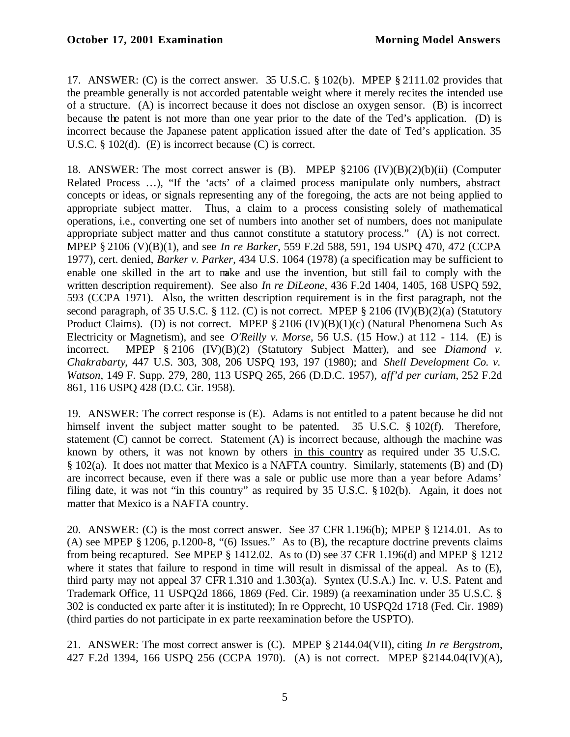17. ANSWER: (C) is the correct answer. 35 U.S.C. § 102(b). MPEP § 2111.02 provides that the preamble generally is not accorded patentable weight where it merely recites the intended use of a structure. (A) is incorrect because it does not disclose an oxygen sensor. (B) is incorrect because the patent is not more than one year prior to the date of the Ted's application. (D) is incorrect because the Japanese patent application issued after the date of Ted's application. 35 U.S.C. § 102(d). (E) is incorrect because (C) is correct.

18. ANSWER: The most correct answer is (B). MPEP §2106 (IV)(B)(2)(b)(ii) (Computer Related Process …), "If the 'acts' of a claimed process manipulate only numbers, abstract concepts or ideas, or signals representing any of the foregoing, the acts are not being applied to appropriate subject matter. Thus, a claim to a process consisting solely of mathematical operations, i.e., converting one set of numbers into another set of numbers, does not manipulate appropriate subject matter and thus cannot constitute a statutory process." (A) is not correct. MPEP § 2106 (V)(B)(1), and see *In re Barker*, 559 F.2d 588, 591, 194 USPQ 470, 472 (CCPA 1977), cert. denied, *Barker v. Parker*, 434 U.S. 1064 (1978) (a specification may be sufficient to enable one skilled in the art to make and use the invention, but still fail to comply with the written description requirement). See also *In re DiLeone*, 436 F.2d 1404, 1405, 168 USPQ 592, 593 (CCPA 1971). Also, the written description requirement is in the first paragraph, not the second paragraph, of 35 U.S.C. § 112. (C) is not correct. MPEP § 2106 (IV)(B)(2)(a) (Statutory Product Claims). (D) is not correct. MPEP § 2106 (IV)(B)(1)(c) (Natural Phenomena Such As Electricity or Magnetism), and see *O'Reilly v. Morse*, 56 U.S. (15 How.) at 112 - 114. (E) is incorrect. MPEP § 2106 (IV)(B)(2) (Statutory Subject Matter), and see *Diamond v. Chakrabarty*, 447 U.S. 303, 308, 206 USPQ 193, 197 (1980); and *Shell Development Co. v. Watson*, 149 F. Supp. 279, 280, 113 USPQ 265, 266 (D.D.C. 1957), *aff'd per curiam*, 252 F.2d 861, 116 USPQ 428 (D.C. Cir. 1958).

19. ANSWER: The correct response is (E). Adams is not entitled to a patent because he did not himself invent the subject matter sought to be patented. 35 U.S.C. § 102(f). Therefore, statement (C) cannot be correct. Statement (A) is incorrect because, although the machine was known by others, it was not known by others <u>in this country</u> as required under 35 U.S.C. § 102(a). It does not matter that Mexico is a NAFTA country. Similarly, statements (B) and (D) are incorrect because, even if there was a sale or public use more than a year before Adams' filing date, it was not "in this country" as required by 35 U.S.C. § 102(b). Again, it does not matter that Mexico is a NAFTA country.

20. ANSWER: (C) is the most correct answer. See 37 CFR 1.196(b); MPEP § 1214.01. As to (A) see MPEP § 1206, p.1200-8, "(6) Issues." As to (B), the recapture doctrine prevents claims from being recaptured. See MPEP § 1412.02. As to (D) see 37 CFR 1.196(d) and MPEP § 1212 where it states that failure to respond in time will result in dismissal of the appeal. As to (E), third party may not appeal 37 CFR 1.310 and 1.303(a). Syntex (U.S.A.) Inc. v. U.S. Patent and Trademark Office, 11 USPQ2d 1866, 1869 (Fed. Cir. 1989) (a reexamination under 35 U.S.C. § 302 is conducted ex parte after it is instituted); In re Opprecht, 10 USPQ2d 1718 (Fed. Cir. 1989) (third parties do not participate in ex parte reexamination before the USPTO).

21. ANSWER: The most correct answer is (C). MPEP § 2144.04(VII), citing *In re Bergstrom*, 427 F.2d 1394, 166 USPQ 256 (CCPA 1970). (A) is not correct. MPEP §2144.04(IV)(A),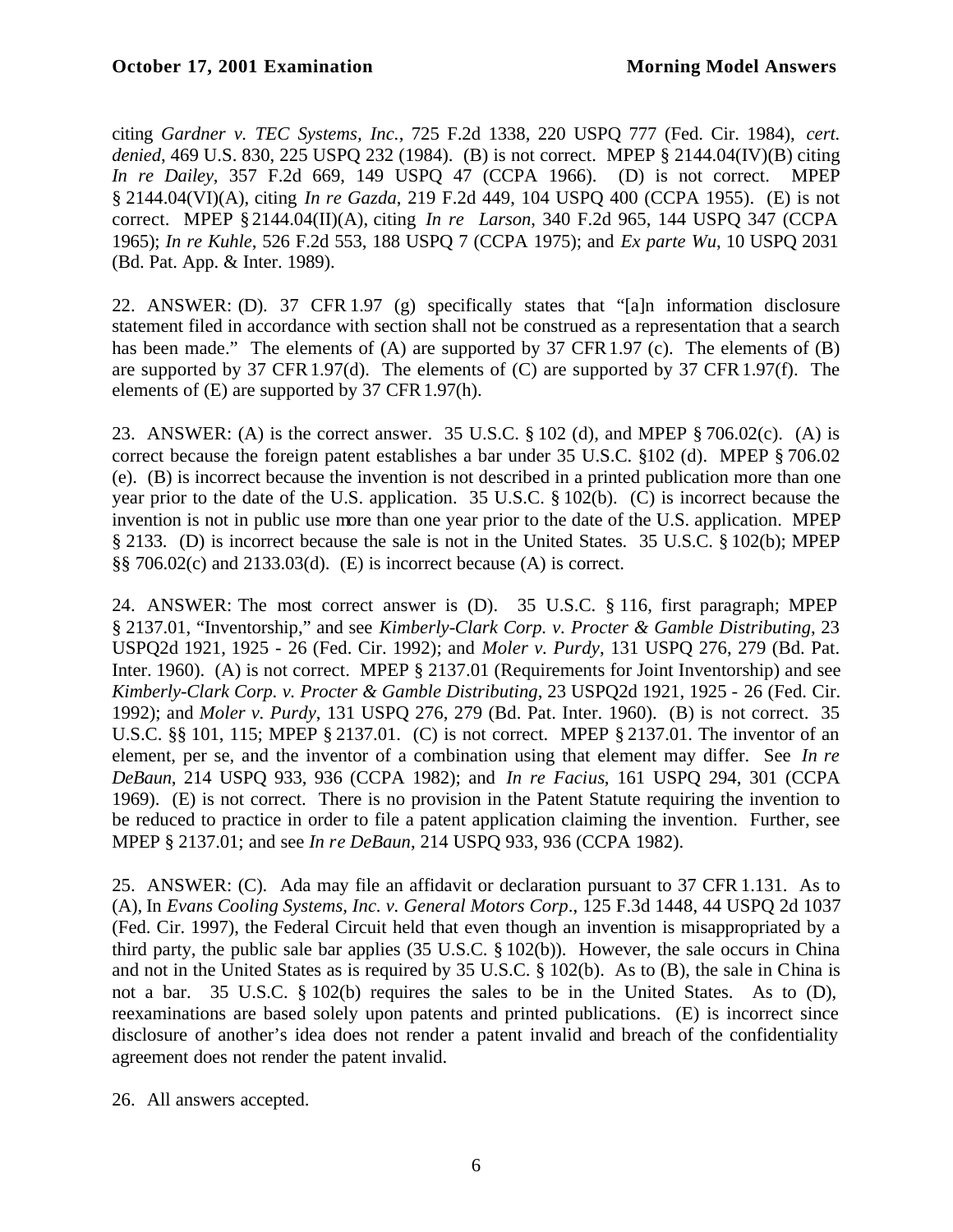citing *Gardner v. TEC Systems, Inc.*, 725 F.2d 1338, 220 USPQ 777 (Fed. Cir. 1984), *cert. denied*, 469 U.S. 830, 225 USPQ 232 (1984). (B) is not correct. MPEP § 2144.04(IV)(B) citing *In re Dailey*, 357 F.2d 669, 149 USPQ 47 (CCPA 1966). (D) is not correct. MPEP § 2144.04(VI)(A), citing *In re Gazda*, 219 F.2d 449, 104 USPQ 400 (CCPA 1955). (E) is not correct. MPEP § 2144.04(II)(A), citing *In re Larson*, 340 F.2d 965, 144 USPQ 347 (CCPA 1965); *In re Kuhle*, 526 F.2d 553, 188 USPQ 7 (CCPA 1975); and *Ex parte Wu*, 10 USPQ 2031 (Bd. Pat. App. & Inter. 1989).

22. ANSWER: (D). 37 CFR 1.97 (g) specifically states that "[a]n information disclosure statement filed in accordance with section shall not be construed as a representation that a search has been made." The elements of (A) are supported by 37 CFR 1.97 (c). The elements of (B) are supported by 37 CFR 1.97(d). The elements of (C) are supported by 37 CFR 1.97(f). The elements of (E) are supported by 37 CFR 1.97(h).

23. ANSWER: (A) is the correct answer. 35 U.S.C. § 102 (d), and MPEP § 706.02(c). (A) is correct because the foreign patent establishes a bar under 35 U.S.C. §102 (d). MPEP § 706.02 (e). (B) is incorrect because the invention is not described in a printed publication more than one year prior to the date of the U.S. application. 35 U.S.C. § 102(b). (C) is incorrect because the invention is not in public use more than one year prior to the date of the U.S. application. MPEP § 2133. (D) is incorrect because the sale is not in the United States. 35 U.S.C. § 102(b); MPEP §§ 706.02(c) and 2133.03(d). (E) is incorrect because (A) is correct.

24. ANSWER: The most correct answer is (D). 35 U.S.C. § 116, first paragraph; MPEP § 2137.01, "Inventorship," and see *Kimberly-Clark Corp. v. Procter & Gamble Distributing*, 23 USPQ2d 1921, 1925 - 26 (Fed. Cir. 1992); and *Moler v. Purdy*, 131 USPQ 276, 279 (Bd. Pat. Inter. 1960). (A) is not correct. MPEP § 2137.01 (Requirements for Joint Inventorship) and see *Kimberly-Clark Corp. v. Procter & Gamble Distributing*, 23 USPQ2d 1921, 1925 - 26 (Fed. Cir. 1992); and *Moler v. Purdy*, 131 USPQ 276, 279 (Bd. Pat. Inter. 1960). (B) is not correct. 35 U.S.C. §§ 101, 115; MPEP § 2137.01. (C) is not correct. MPEP § 2137.01. The inventor of an element, per se, and the inventor of a combination using that element may differ. See *In re DeBaun*, 214 USPQ 933, 936 (CCPA 1982); and *In re Facius*, 161 USPQ 294, 301 (CCPA 1969). (E) is not correct. There is no provision in the Patent Statute requiring the invention to be reduced to practice in order to file a patent application claiming the invention. Further, see MPEP § 2137.01; and see *In re DeBaun*, 214 USPQ 933, 936 (CCPA 1982).

25. ANSWER: (C). Ada may file an affidavit or declaration pursuant to 37 CFR 1.131. As to (A), In *Evans Cooling Systems, Inc. v. General Motors Corp*., 125 F.3d 1448, 44 USPQ 2d 1037 (Fed. Cir. 1997), the Federal Circuit held that even though an invention is misappropriated by a third party, the public sale bar applies (35 U.S.C. § 102(b)). However, the sale occurs in China and not in the United States as is required by 35 U.S.C. § 102(b). As to (B), the sale in China is not a bar. 35 U.S.C. § 102(b) requires the sales to be in the United States. As to (D), reexaminations are based solely upon patents and printed publications. (E) is incorrect since disclosure of another's idea does not render a patent invalid and breach of the confidentiality agreement does not render the patent invalid.

26. All answers accepted.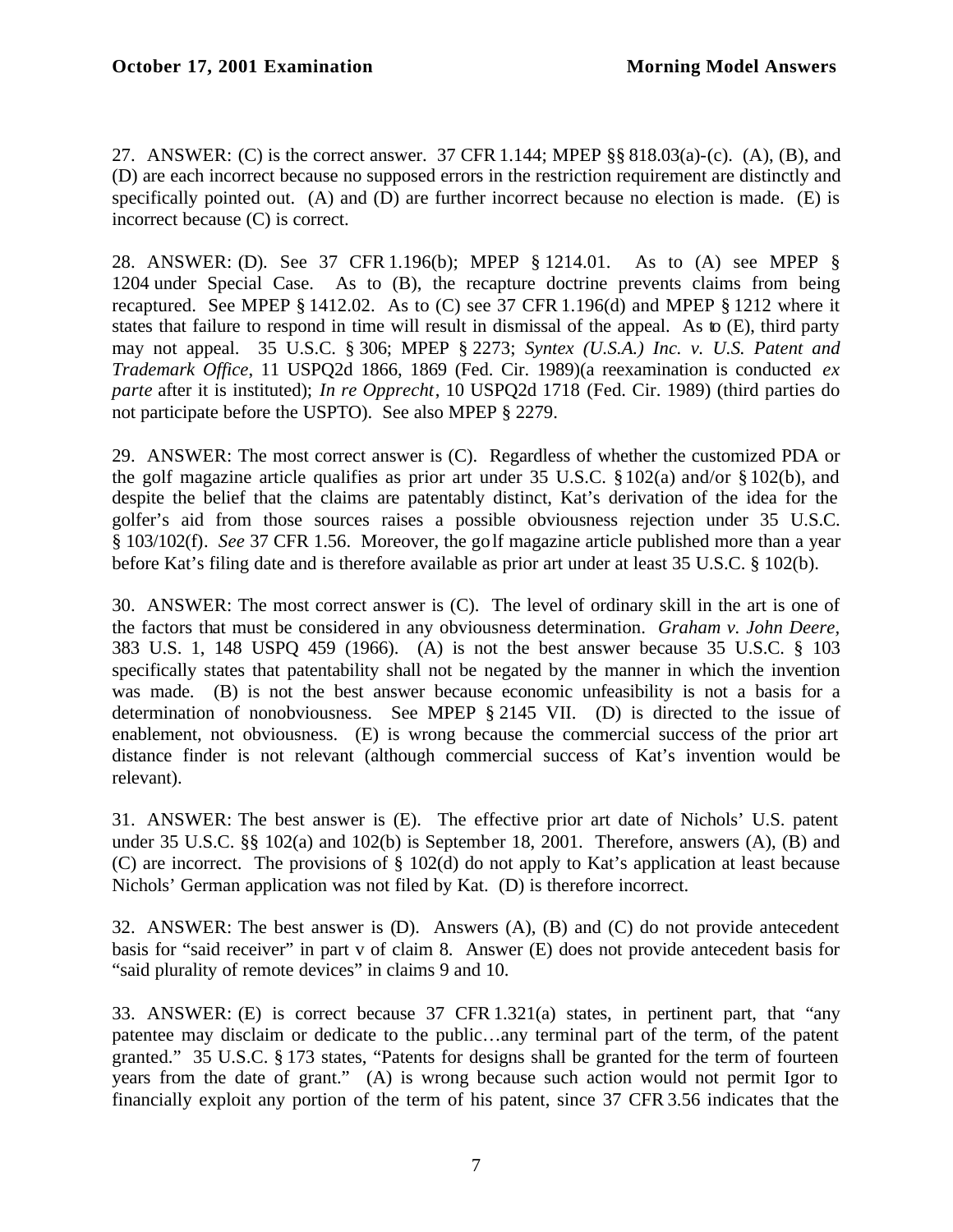27. ANSWER: (C) is the correct answer. 37 CFR 1.144; MPEP §§ 818.03(a)-(c). (A), (B), and (D) are each incorrect because no supposed errors in the restriction requirement are distinctly and specifically pointed out. (A) and (D) are further incorrect because no election is made. (E) is incorrect because (C) is correct.

28. ANSWER: (D). See 37 CFR 1.196(b); MPEP § 1214.01. As to (A) see MPEP § 1204 under Special Case. As to (B), the recapture doctrine prevents claims from being recaptured. See MPEP § 1412.02. As to (C) see 37 CFR 1.196(d) and MPEP § 1212 where it states that failure to respond in time will result in dismissal of the appeal. As to (E), third party may not appeal. 35 U.S.C. § 306; MPEP § 2273; *Syntex (U.S.A.) Inc. v. U.S. Patent and Trademark Office*, 11 USPQ2d 1866, 1869 (Fed. Cir. 1989)(a reexamination is conducted *ex parte* after it is instituted); *In re Opprecht*, 10 USPQ2d 1718 (Fed. Cir. 1989) (third parties do not participate before the USPTO). See also MPEP § 2279.

29. ANSWER: The most correct answer is (C). Regardless of whether the customized PDA or the golf magazine article qualifies as prior art under 35 U.S.C. § 102(a) and/or § 102(b), and despite the belief that the claims are patentably distinct, Kat's derivation of the idea for the golfer's aid from those sources raises a possible obviousness rejection under 35 U.S.C. § 103/102(f). *See* 37 CFR 1.56. Moreover, the golf magazine article published more than a year before Kat's filing date and is therefore available as prior art under at least 35 U.S.C. § 102(b).

30. ANSWER: The most correct answer is (C). The level of ordinary skill in the art is one of the factors that must be considered in any obviousness determination. *Graham v. John Deere*, 383 U.S. 1, 148 USPQ 459 (1966). (A) is not the best answer because 35 U.S.C. § 103 specifically states that patentability shall not be negated by the manner in which the invention was made. (B) is not the best answer because economic unfeasibility is not a basis for a determination of nonobviousness. See MPEP § 2145 VII. (D) is directed to the issue of enablement, not obviousness. (E) is wrong because the commercial success of the prior art distance finder is not relevant (although commercial success of Kat's invention would be relevant).

31. ANSWER: The best answer is (E). The effective prior art date of Nichols' U.S. patent under 35 U.S.C. §§ 102(a) and 102(b) is September 18, 2001. Therefore, answers (A), (B) and (C) are incorrect. The provisions of § 102(d) do not apply to Kat's application at least because Nichols' German application was not filed by Kat. (D) is therefore incorrect.

32. ANSWER: The best answer is (D). Answers (A), (B) and (C) do not provide antecedent basis for "said receiver" in part v of claim 8. Answer (E) does not provide antecedent basis for "said plurality of remote devices" in claims 9 and 10.

33. ANSWER: (E) is correct because 37 CFR 1.321(a) states, in pertinent part, that "any patentee may disclaim or dedicate to the public…any terminal part of the term, of the patent granted." 35 U.S.C. § 173 states, "Patents for designs shall be granted for the term of fourteen years from the date of grant." (A) is wrong because such action would not permit Igor to financially exploit any portion of the term of his patent, since 37 CFR 3.56 indicates that the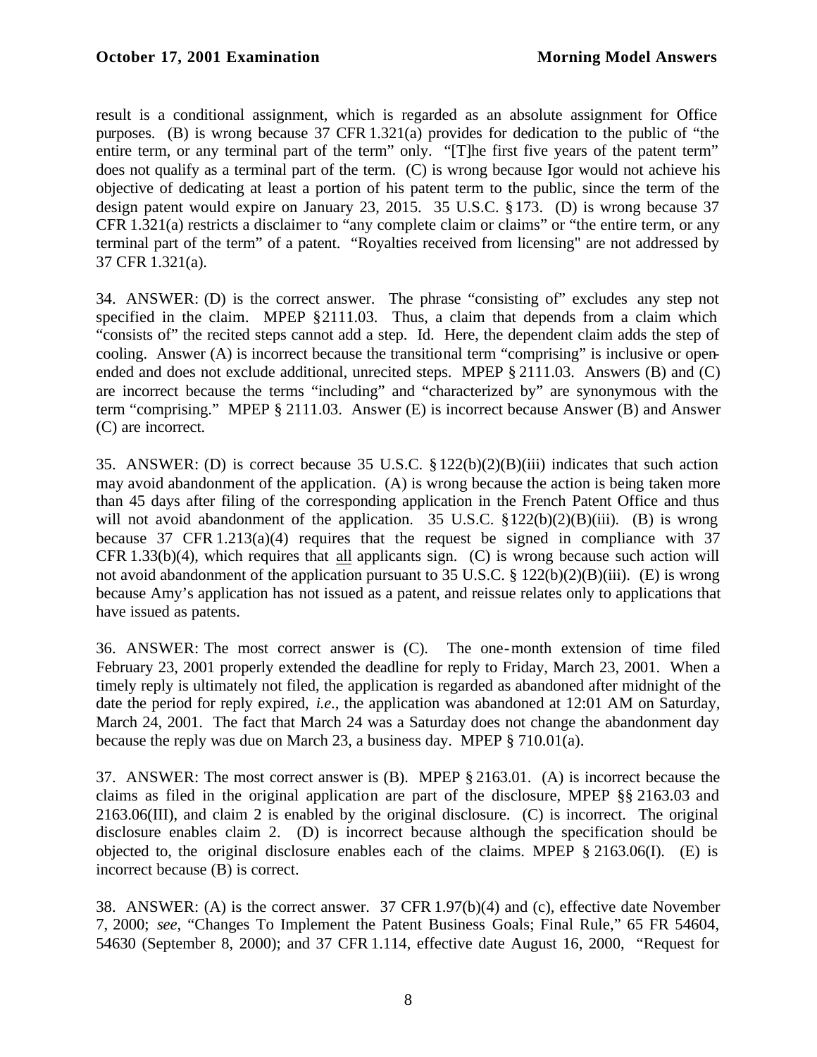result is a conditional assignment, which is regarded as an absolute assignment for Office purposes. (B) is wrong because 37 CFR 1.321(a) provides for dedication to the public of "the entire term, or any terminal part of the term" only. "[T]he first five years of the patent term" does not qualify as a terminal part of the term. (C) is wrong because Igor would not achieve his objective of dedicating at least a portion of his patent term to the public, since the term of the design patent would expire on January 23, 2015. 35 U.S.C. § 173. (D) is wrong because 37 CFR 1.321(a) restricts a disclaimer to "any complete claim or claims" or "the entire term, or any terminal part of the term" of a patent. "Royalties received from licensing" are not addressed by 37 CFR 1.321(a).

34. ANSWER: (D) is the correct answer. The phrase "consisting of" excludes any step not specified in the claim. MPEP § 2111.03. Thus, a claim that depends from a claim which "consists of" the recited steps cannot add a step. Id. Here, the dependent claim adds the step of cooling. Answer (A) is incorrect because the transitional term "comprising" is inclusive or open-ended and does not exclude additional, unrecited steps. MPEP § 2111.03. Answers (B) and (C) are incorrect because the terms "including" and "characterized by" are synonymous with the term "comprising." MPEP § 2111.03. Answer (E) is incorrect because Answer (B) and Answer (C) are incorrect.

35. ANSWER: (D) is correct because 35 U.S.C. § 122(b)(2)(B)(iii) indicates that such action may avoid abandonment of the application. (A) is wrong because the action is being taken more than 45 days after filing of the corresponding application in the French Patent Office and thus will not avoid abandonment of the application. 35 U.S.C. § 122(b)(2)(B)(iii). (B) is wrong because 37 CFR 1.213(a)(4) requires that the request be signed in compliance with 37 CFR 1.33(b)(4), which requires that all applicants sign. (C) is wrong because such action will not avoid abandonment of the application pursuant to 35 U.S.C. § 122(b)(2)(B)(iii). (E) is wrong because Amy's application has not issued as a patent, and reissue relates only to applications that have issued as patents.

36. ANSWER: The most correct answer is (C). The one-month extension of time filed February 23, 2001 properly extended the deadline for reply to Friday, March 23, 2001. When a timely reply is ultimately not filed, the application is regarded as abandoned after midnight of the date the period for reply expired, *i.e.*, the application was abandoned at 12:01 AM on Saturday, March 24, 2001. The fact that March 24 was a Saturday does not change the abandonment day because the reply was due on March 23, a business day. MPEP § 710.01(a).

37. ANSWER: The most correct answer is (B). MPEP § 2163.01. (A) is incorrect because the claims as filed in the original application are part of the disclosure, MPEP §§ 2163.03 and 2163.06(III), and claim 2 is enabled by the original disclosure. (C) is incorrect. The original disclosure enables claim 2. (D) is incorrect because although the specification should be objected to, the original disclosure enables each of the claims. MPEP § 2163.06(I). (E) is incorrect because (B) is correct.

38. ANSWER: (A) is the correct answer. 37 CFR 1.97(b)(4) and (c), effective date November 7, 2000; *see*, "Changes To Implement the Patent Business Goals; Final Rule," 65 FR 54604, 54630 (September 8, 2000); and 37 CFR 1.114, effective date August 16, 2000, "Request for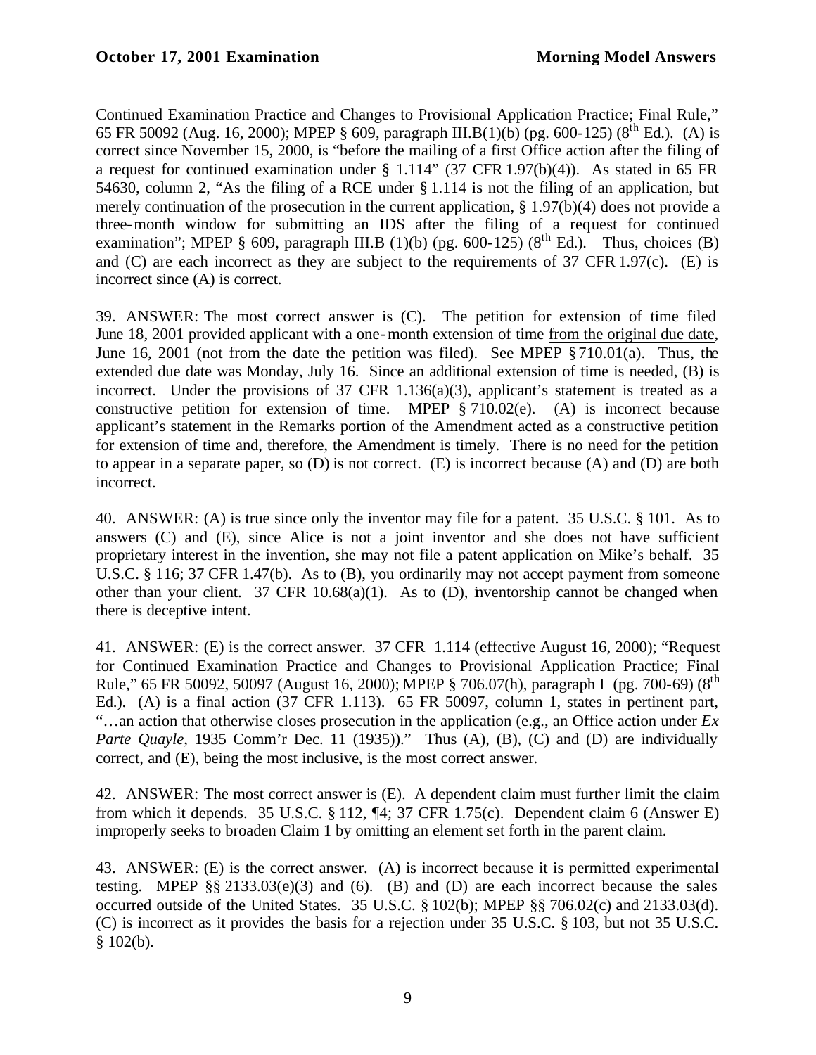Continued Examination Practice and Changes to Provisional Application Practice; Final Rule," 65 FR 50092 (Aug. 16, 2000); MPEP § 609, paragraph III.B(1)(b) (pg. 600-125) (8th Ed.). (A) is correct since November 15, 2000, is "before the mailing of a first Office action after the filing of a request for continued examination under § 1.114" (37 CFR 1.97(b)(4)). As stated in 65 FR 54630, column 2, "As the filing of a RCE under § 1.114 is not the filing of an application, but merely continuation of the prosecution in the current application, § 1.97(b)(4) does not provide a three-month window for submitting an IDS after the filing of a request for continued examination"; MPEP § 609, paragraph III.B (1)(b) (pg. 600-125) (8th Ed.). Thus, choices (B) and (C) are each incorrect as they are subject to the requirements of 37 CFR 1.97(c). (E) is incorrect since (A) is correct.

39. ANSWER: The most correct answer is (C). The petition for extension of time filed June 18, 2001 provided applicant with a one-month extension of time from the original due date, June 16, 2001 (not from the date the petition was filed). See MPEP § 710.01(a). Thus, the extended due date was Monday, July 16. Since an additional extension of time is needed, (B) is incorrect. Under the provisions of 37 CFR 1.136(a)(3), applicant's statement is treated as a constructive petition for extension of time. MPEP § 710.02(e). (A) is incorrect because applicant's statement in the Remarks portion of the Amendment acted as a constructive petition for extension of time and, therefore, the Amendment is timely. There is no need for the petition to appear in a separate paper, so (D) is not correct. (E) is incorrect because (A) and (D) are both incorrect.

40. ANSWER: (A) is true since only the inventor may file for a patent. 35 U.S.C. § 101. As to answers (C) and (E), since Alice is not a joint inventor and she does not have sufficient proprietary interest in the invention, she may not file a patent application on Mike's behalf. 35 U.S.C. § 116; 37 CFR 1.47(b). As to (B), you ordinarily may not accept payment from someone other than your client. 37 CFR 10.68(a)(1). As to (D), inventorship cannot be changed when there is deceptive intent.

41. ANSWER: (E) is the correct answer. 37 CFR 1.114 (effective August 16, 2000); "Request for Continued Examination Practice and Changes to Provisional Application Practice; Final Rule," 65 FR 50092, 50097 (August 16, 2000); MPEP § 706.07(h), paragraph I (pg. 700-69) (8th Ed.). (A) is a final action (37 CFR 1.113). 65 FR 50097, column 1, states in pertinent part, "…an action that otherwise closes prosecution in the application (e.g., an Office action under *Ex Parte Quayle*, 1935 Comm'r Dec. 11 (1935))." Thus (A), (B), (C) and (D) are individually correct, and (E), being the most inclusive, is the most correct answer.

42. ANSWER: The most correct answer is (E). A dependent claim must further limit the claim from which it depends. 35 U.S.C. § 112, ¶4; 37 CFR 1.75(c). Dependent claim 6 (Answer E) improperly seeks to broaden Claim 1 by omitting an element set forth in the parent claim.

43. ANSWER: (E) is the correct answer. (A) is incorrect because it is permitted experimental testing. MPEP §§ 2133.03(e)(3) and (6). (B) and (D) are each incorrect because the sales occurred outside of the United States. 35 U.S.C. § 102(b); MPEP §§ 706.02(c) and 2133.03(d). (C) is incorrect as it provides the basis for a rejection under 35 U.S.C. § 103, but not 35 U.S.C. § 102(b).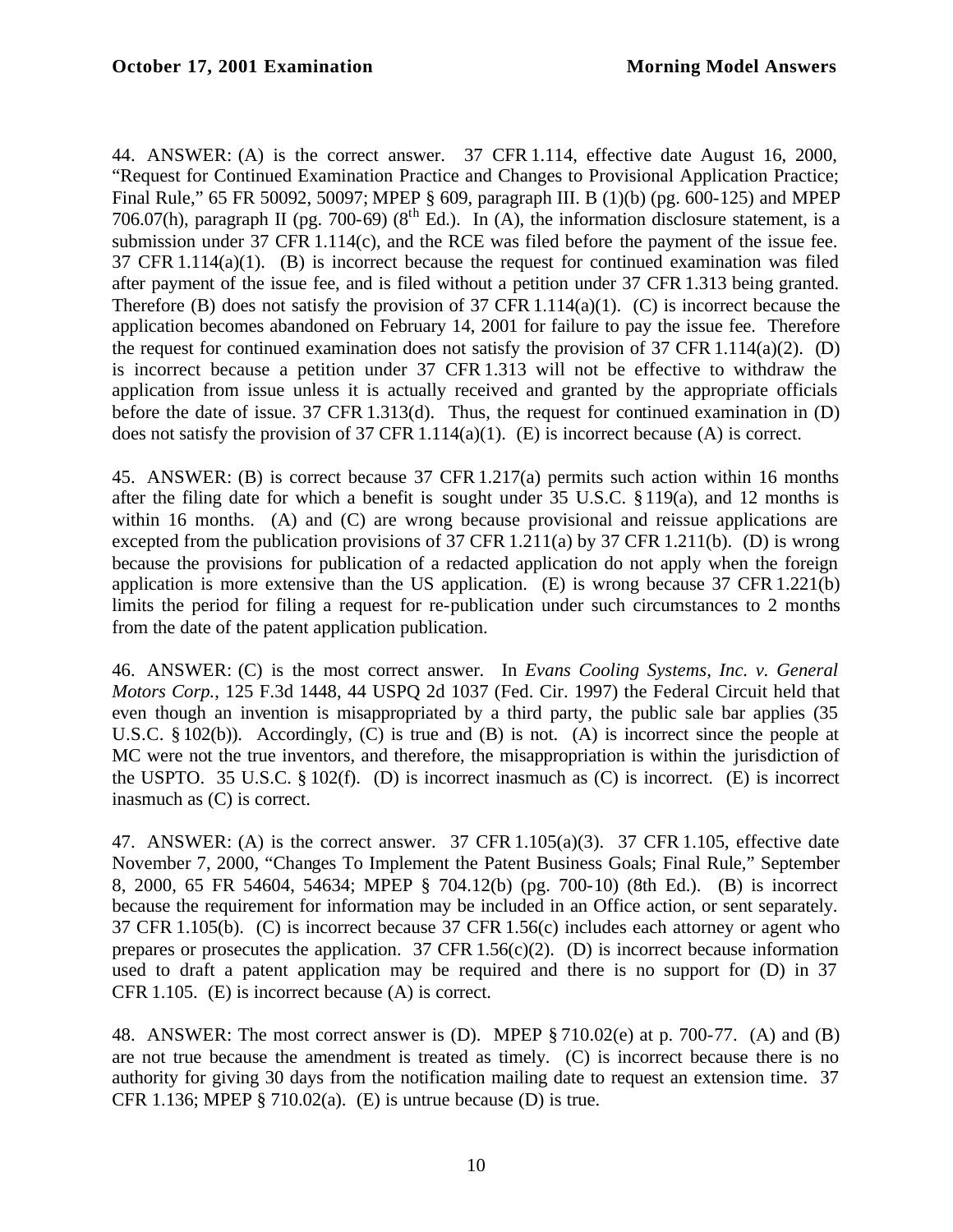44. ANSWER: (A) is the correct answer. 37 CFR 1.114, effective date August 16, 2000, "Request for Continued Examination Practice and Changes to Provisional Application Practice; Final Rule," 65 FR 50092, 50097; MPEP § 609, paragraph III. B (1)(b) (pg. 600-125) and MPEP 706.07(h), paragraph II (pg. 700-69) ($8^{th}$ Ed.). In (A), the information disclosure statement, is a submission under 37 CFR 1.114(c), and the RCE was filed before the payment of the issue fee. 37 CFR 1.114(a)(1). (B) is incorrect because the request for continued examination was filed after payment of the issue fee, and is filed without a petition under 37 CFR 1.313 being granted. Therefore (B) does not satisfy the provision of 37 CFR 1.114(a)(1). (C) is incorrect because the application becomes abandoned on February 14, 2001 for failure to pay the issue fee. Therefore the request for continued examination does not satisfy the provision of 37 CFR 1.114(a)(2). (D) is incorrect because a petition under 37 CFR 1.313 will not be effective to withdraw the application from issue unless it is actually received and granted by the appropriate officials before the date of issue. 37 CFR 1.313(d). Thus, the request for continued examination in (D) does not satisfy the provision of 37 CFR 1.114(a)(1). (E) is incorrect because (A) is correct.

45. ANSWER: (B) is correct because 37 CFR 1.217(a) permits such action within 16 months after the filing date for which a benefit is sought under 35 U.S.C. § 119(a), and 12 months is within 16 months. (A) and (C) are wrong because provisional and reissue applications are excepted from the publication provisions of 37 CFR 1.211(a) by 37 CFR 1.211(b). (D) is wrong because the provisions for publication of a redacted application do not apply when the foreign application is more extensive than the US application. (E) is wrong because 37 CFR 1.221(b) limits the period for filing a request for re-publication under such circumstances to 2 months from the date of the patent application publication.

46. ANSWER: (C) is the most correct answer. In *Evans Cooling Systems, Inc. v. General Motors Corp.*, 125 F.3d 1448, 44 USPQ 2d 1037 (Fed. Cir. 1997) the Federal Circuit held that even though an invention is misappropriated by a third party, the public sale bar applies (35 U.S.C. § 102(b)). Accordingly, (C) is true and (B) is not. (A) is incorrect since the people at MC were not the true inventors, and therefore, the misappropriation is within the jurisdiction of the USPTO. 35 U.S.C. § 102(f). (D) is incorrect inasmuch as (C) is incorrect. (E) is incorrect inasmuch as (C) is correct.

47. ANSWER: (A) is the correct answer. 37 CFR 1.105(a)(3). 37 CFR 1.105, effective date November 7, 2000, "Changes To Implement the Patent Business Goals; Final Rule," September 8, 2000, 65 FR 54604, 54634; MPEP § 704.12(b) (pg. 700-10) (8th Ed.). (B) is incorrect because the requirement for information may be included in an Office action, or sent separately. 37 CFR 1.105(b). (C) is incorrect because 37 CFR 1.56(c) includes each attorney or agent who prepares or prosecutes the application. 37 CFR 1.56(c)(2). (D) is incorrect because information used to draft a patent application may be required and there is no support for (D) in 37 CFR 1.105. (E) is incorrect because (A) is correct.

48. ANSWER: The most correct answer is (D). MPEP § 710.02(e) at p. 700-77. (A) and (B) are not true because the amendment is treated as timely. (C) is incorrect because there is no authority for giving 30 days from the notification mailing date to request an extension time. 37 CFR 1.136; MPEP § 710.02(a). (E) is untrue because (D) is true.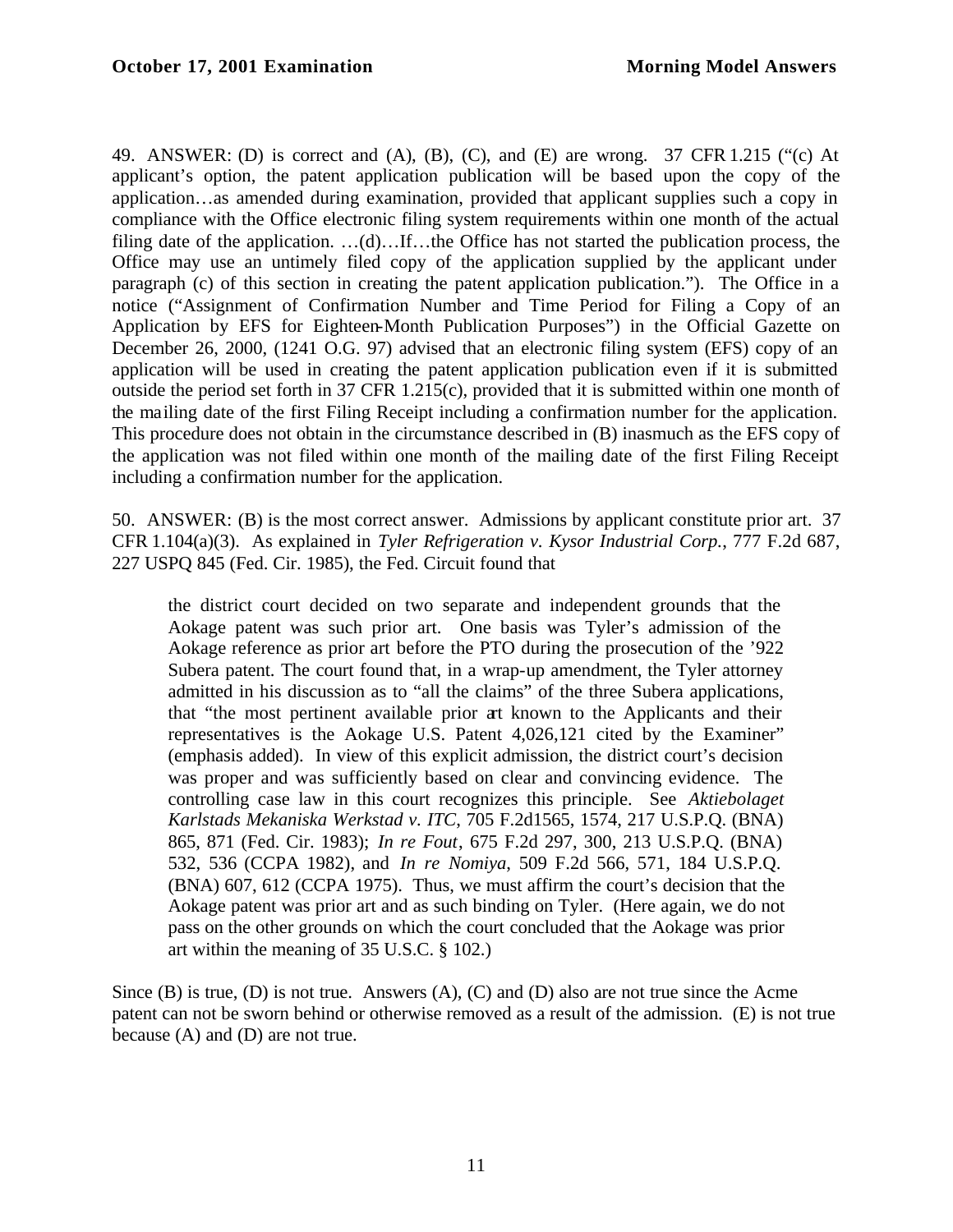49. ANSWER: (D) is correct and (A), (B), (C), and (E) are wrong. 37 CFR 1.215 ("(c) At applicant's option, the patent application publication will be based upon the copy of the application…as amended during examination, provided that applicant supplies such a copy in compliance with the Office electronic filing system requirements within one month of the actual filing date of the application. …(d)…If…the Office has not started the publication process, the Office may use an untimely filed copy of the application supplied by the applicant under paragraph (c) of this section in creating the patent application publication."). The Office in a notice ("Assignment of Confirmation Number and Time Period for Filing a Copy of an Application by EFS for Eighteen-Month Publication Purposes") in the Official Gazette on December 26, 2000, (1241 O.G. 97) advised that an electronic filing system (EFS) copy of an application will be used in creating the patent application publication even if it is submitted outside the period set forth in 37 CFR 1.215(c), provided that it is submitted within one month of the mailing date of the first Filing Receipt including a confirmation number for the application. This procedure does not obtain in the circumstance described in (B) inasmuch as the EFS copy of the application was not filed within one month of the mailing date of the first Filing Receipt including a confirmation number for the application.

50. ANSWER: (B) is the most correct answer. Admissions by applicant constitute prior art. 37 CFR 1.104(a)(3). As explained in *Tyler Refrigeration v. Kysor Industrial Corp.*, 777 F.2d 687, 227 USPQ 845 (Fed. Cir. 1985), the Fed. Circuit found that

> the district court decided on two separate and independent grounds that the Aokage patent was such prior art. One basis was Tyler's admission of the Aokage reference as prior art before the PTO during the prosecution of the '922 Subera patent. The court found that, in a wrap-up amendment, the Tyler attorney admitted in his discussion as to "all the claims" of the three Subera applications, that "the most pertinent available prior art known to the Applicants and their representatives is the Aokage U.S. Patent 4,026,121 cited by the Examiner" (emphasis added). In view of this explicit admission, the district court's decision was proper and was sufficiently based on clear and convincing evidence. The controlling case law in this court recognizes this principle. See *Aktiebolaget Karlstads Mekaniska Werkstad v. ITC*, 705 F.2d1565, 1574, 217 U.S.P.Q. (BNA) 865, 871 (Fed. Cir. 1983); *In re Fout*, 675 F.2d 297, 300, 213 U.S.P.Q. (BNA) 532, 536 (CCPA 1982), and *In re Nomiya*, 509 F.2d 566, 571, 184 U.S.P.Q. (BNA) 607, 612 (CCPA 1975). Thus, we must affirm the court's decision that the Aokage patent was prior art and as such binding on Tyler. (Here again, we do not pass on the other grounds on which the court concluded that the Aokage was prior art within the meaning of 35 U.S.C. § 102.)

Since (B) is true, (D) is not true. Answers (A), (C) and (D) also are not true since the Acme patent can not be sworn behind or otherwise removed as a result of the admission. (E) is not true because (A) and (D) are not true.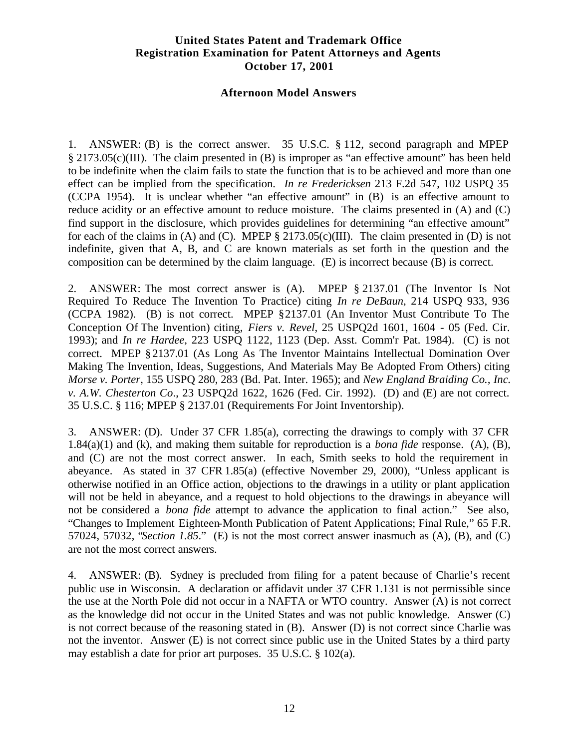**United States Patent and Trademark Office**
**Registration Examination for Patent Attorneys and Agents**
**October 17, 2001**

**Afternoon Model Answers**

1. ANSWER: (B) is the correct answer. 35 U.S.C. § 112, second paragraph and MPEP § 2173.05(c)(III). The claim presented in (B) is improper as "an effective amount" has been held to be indefinite when the claim fails to state the function that is to be achieved and more than one effect can be implied from the specification. *In re Fredericksen* 213 F.2d 547, 102 USPQ 35 (CCPA 1954). It is unclear whether "an effective amount" in (B) is an effective amount to reduce acidity or an effective amount to reduce moisture. The claims presented in (A) and (C) find support in the disclosure, which provides guidelines for determining "an effective amount" for each of the claims in (A) and (C). MPEP § 2173.05(c)(III). The claim presented in (D) is not indefinite, given that A, B, and C are known materials as set forth in the question and the composition can be determined by the claim language. (E) is incorrect because (B) is correct.

2. ANSWER: The most correct answer is (A). MPEP § 2137.01 (The Inventor Is Not Required To Reduce The Invention To Practice) citing *In re DeBaun*, 214 USPQ 933, 936 (CCPA 1982). (B) is not correct. MPEP §2137.01 (An Inventor Must Contribute To The Conception Of The Invention) citing, *Fiers v. Revel*, 25 USPQ2d 1601, 1604 - 05 (Fed. Cir. 1993); and *In re Hardee*, 223 USPQ 1122, 1123 (Dep. Asst. Comm'r Pat. 1984). (C) is not correct. MPEP §2137.01 (As Long As The Inventor Maintains Intellectual Domination Over Making The Invention, Ideas, Suggestions, And Materials May Be Adopted From Others) citing *Morse v. Porter*, 155 USPQ 280, 283 (Bd. Pat. Inter. 1965); and *New England Braiding Co., Inc. v. A.W. Chesterton Co*., 23 USPQ2d 1622, 1626 (Fed. Cir. 1992). (D) and (E) are not correct. 35 U.S.C. § 116; MPEP § 2137.01 (Requirements For Joint Inventorship).

3. ANSWER: (D). Under 37 CFR 1.85(a), correcting the drawings to comply with 37 CFR 1.84(a)(1) and (k), and making them suitable for reproduction is a *bona fide* response. (A), (B), and (C) are not the most correct answer. In each, Smith seeks to hold the requirement in abeyance. As stated in 37 CFR 1.85(a) (effective November 29, 2000), "Unless applicant is otherwise notified in an Office action, objections to the drawings in a utility or plant application will not be held in abeyance, and a request to hold objections to the drawings in abeyance will not be considered a *bona fide* attempt to advance the application to final action." See also, "Changes to Implement Eighteen-Month Publication of Patent Applications; Final Rule," 65 F.R. 57024, 57032, "*Section 1.85*." (E) is not the most correct answer inasmuch as (A), (B), and (C) are not the most correct answers.

4. ANSWER: (B). Sydney is precluded from filing for a patent because of Charlie's recent public use in Wisconsin. A declaration or affidavit under 37 CFR 1.131 is not permissible since the use at the North Pole did not occur in a NAFTA or WTO country. Answer (A) is not correct as the knowledge did not occur in the United States and was not public knowledge. Answer (C) is not correct because of the reasoning stated in (B). Answer (D) is not correct since Charlie was not the inventor. Answer (E) is not correct since public use in the United States by a third party may establish a date for prior art purposes. 35 U.S.C. § 102(a).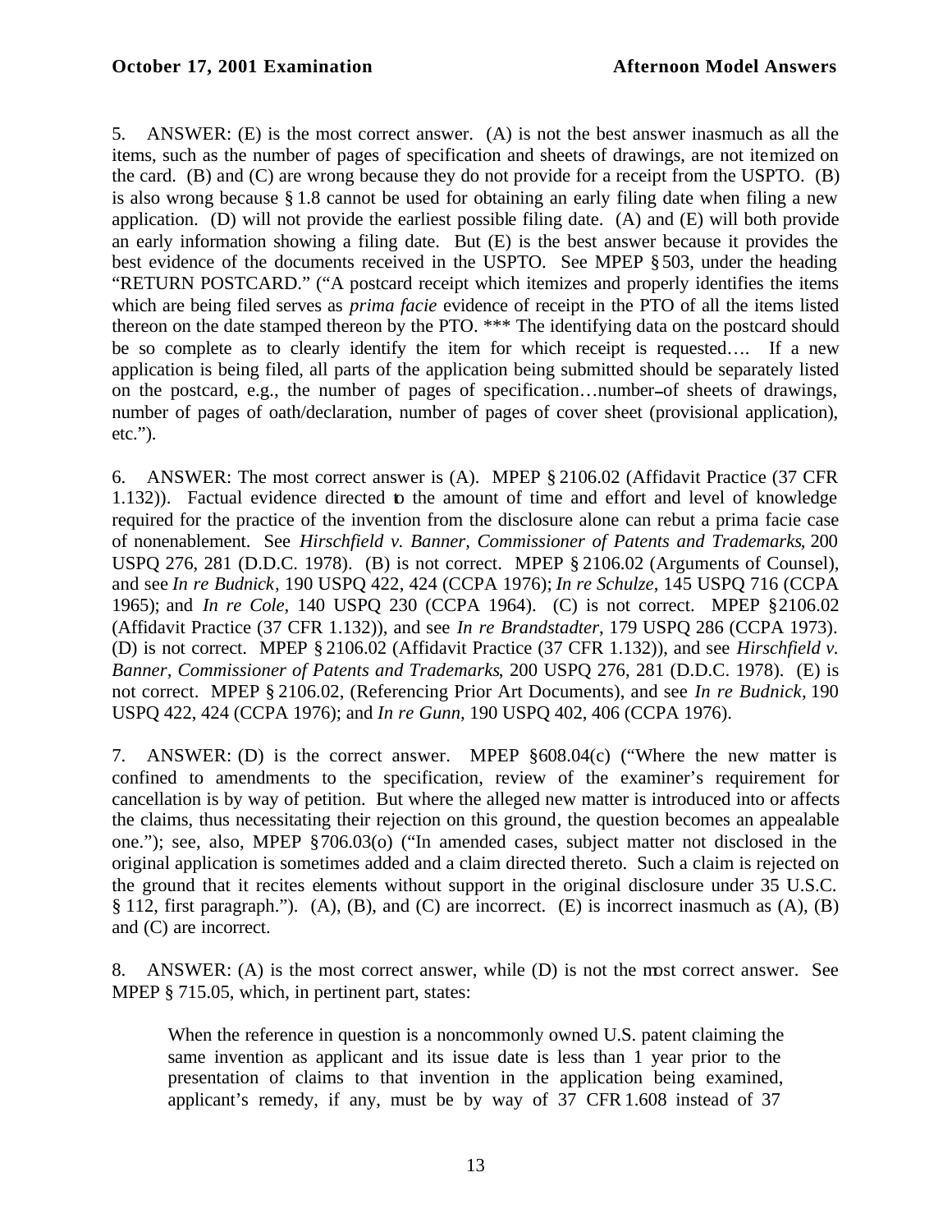5. ANSWER: (E) is the most correct answer. (A) is not the best answer inasmuch as all the items, such as the number of pages of specification and sheets of drawings, are not itemized on the card. (B) and (C) are wrong because they do not provide for a receipt from the USPTO. (B) is also wrong because § 1.8 cannot be used for obtaining an early filing date when filing a new application. (D) will not provide the earliest possible filing date. (A) and (E) will both provide an early information showing a filing date. But (E) is the best answer because it provides the best evidence of the documents received in the USPTO. See MPEP § 503, under the heading "RETURN POSTCARD." ("A postcard receipt which itemizes and properly identifies the items which are being filed serves as *prima facie* evidence of receipt in the PTO of all the items listed thereon on the date stamped thereon by the PTO. *** The identifying data on the postcard should be so complete as to clearly identify the item for which receipt is requested…. If a new application is being filed, all parts of the application being submitted should be separately listed on the postcard, e.g., the number of pages of specification…number of sheets of drawings, number of pages of oath/declaration, number of pages of cover sheet (provisional application), etc.").

6. ANSWER: The most correct answer is (A). MPEP § 2106.02 (Affidavit Practice (37 CFR 1.132)). Factual evidence directed to the amount of time and effort and level of knowledge required for the practice of the invention from the disclosure alone can rebut a prima facie case of nonenablement. See *Hirschfield v. Banner, Commissioner of Patents and Trademarks*, 200 USPQ 276, 281 (D.D.C. 1978). (B) is not correct. MPEP § 2106.02 (Arguments of Counsel), and see *In re Budnick*, 190 USPQ 422, 424 (CCPA 1976); *In re Schulze*, 145 USPQ 716 (CCPA 1965); and *In re Cole*, 140 USPQ 230 (CCPA 1964). (C) is not correct. MPEP § 2106.02 (Affidavit Practice (37 CFR 1.132)), and see *In re Brandstadter*, 179 USPQ 286 (CCPA 1973). (D) is not correct. MPEP § 2106.02 (Affidavit Practice (37 CFR 1.132)), and see *Hirschfield v. Banner, Commissioner of Patents and Trademarks*, 200 USPQ 276, 281 (D.D.C. 1978). (E) is not correct. MPEP § 2106.02, (Referencing Prior Art Documents), and see *In re Budnick*, 190 USPQ 422, 424 (CCPA 1976); and *In re Gunn*, 190 USPQ 402, 406 (CCPA 1976).

7. ANSWER: (D) is the correct answer. MPEP §608.04(c) ("Where the new matter is confined to amendments to the specification, review of the examiner's requirement for cancellation is by way of petition. But where the alleged new matter is introduced into or affects the claims, thus necessitating their rejection on this ground, the question becomes an appealable one."); see, also, MPEP § 706.03(o) ("In amended cases, subject matter not disclosed in the original application is sometimes added and a claim directed thereto. Such a claim is rejected on the ground that it recites elements without support in the original disclosure under 35 U.S.C. § 112, first paragraph."). (A), (B), and (C) are incorrect. (E) is incorrect inasmuch as (A), (B) and (C) are incorrect.

8. ANSWER: (A) is the most correct answer, while (D) is not the most correct answer. See MPEP § 715.05, which, in pertinent part, states:

> When the reference in question is a noncommonly owned U.S. patent claiming the same invention as applicant and its issue date is less than 1 year prior to the presentation of claims to that invention in the application being examined, applicant's remedy, if any, must be by way of 37 CFR 1.608 instead of 37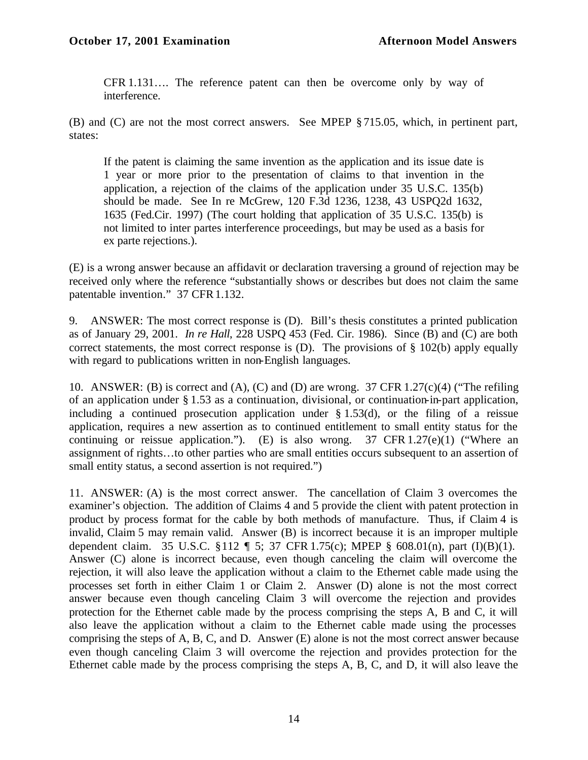CFR 1.131…. The reference patent can then be overcome only by way of interference.

(B) and (C) are not the most correct answers. See MPEP § 715.05, which, in pertinent part, states:

> If the patent is claiming the same invention as the application and its issue date is 1 year or more prior to the presentation of claims to that invention in the application, a rejection of the claims of the application under 35 U.S.C. 135(b) should be made. See In re McGrew, 120 F.3d 1236, 1238, 43 USPQ2d 1632, 1635 (Fed.Cir. 1997) (The court holding that application of 35 U.S.C. 135(b) is not limited to inter partes interference proceedings, but may be used as a basis for ex parte rejections.).

(E) is a wrong answer because an affidavit or declaration traversing a ground of rejection may be received only where the reference "substantially shows or describes but does not claim the same patentable invention." 37 CFR 1.132.

9. ANSWER: The most correct response is (D). Bill's thesis constitutes a printed publication as of January 29, 2001. *In re Hall*, 228 USPQ 453 (Fed. Cir. 1986). Since (B) and (C) are both correct statements, the most correct response is (D). The provisions of § 102(b) apply equally with regard to publications written in non-English languages.

10. ANSWER: (B) is correct and (A), (C) and (D) are wrong. 37 CFR 1.27(c)(4) ("The refiling of an application under § 1.53 as a continuation, divisional, or continuation-in-part application, including a continued prosecution application under § 1.53(d), or the filing of a reissue application, requires a new assertion as to continued entitlement to small entity status for the continuing or reissue application."). (E) is also wrong. 37 CFR 1.27(e)(1) ("Where an assignment of rights…to other parties who are small entities occurs subsequent to an assertion of small entity status, a second assertion is not required.")

11. ANSWER: (A) is the most correct answer. The cancellation of Claim 3 overcomes the examiner's objection. The addition of Claims 4 and 5 provide the client with patent protection in product by process format for the cable by both methods of manufacture. Thus, if Claim 4 is invalid, Claim 5 may remain valid. Answer (B) is incorrect because it is an improper multiple dependent claim. 35 U.S.C. §112 ¶ 5; 37 CFR 1.75(c); MPEP § 608.01(n), part (I)(B)(1). Answer (C) alone is incorrect because, even though canceling the claim will overcome the rejection, it will also leave the application without a claim to the Ethernet cable made using the processes set forth in either Claim 1 or Claim 2. Answer (D) alone is not the most correct answer because even though canceling Claim 3 will overcome the rejection and provides protection for the Ethernet cable made by the process comprising the steps A, B and C, it will also leave the application without a claim to the Ethernet cable made using the processes comprising the steps of A, B, C, and D. Answer (E) alone is not the most correct answer because even though canceling Claim 3 will overcome the rejection and provides protection for the Ethernet cable made by the process comprising the steps A, B, C, and D, it will also leave the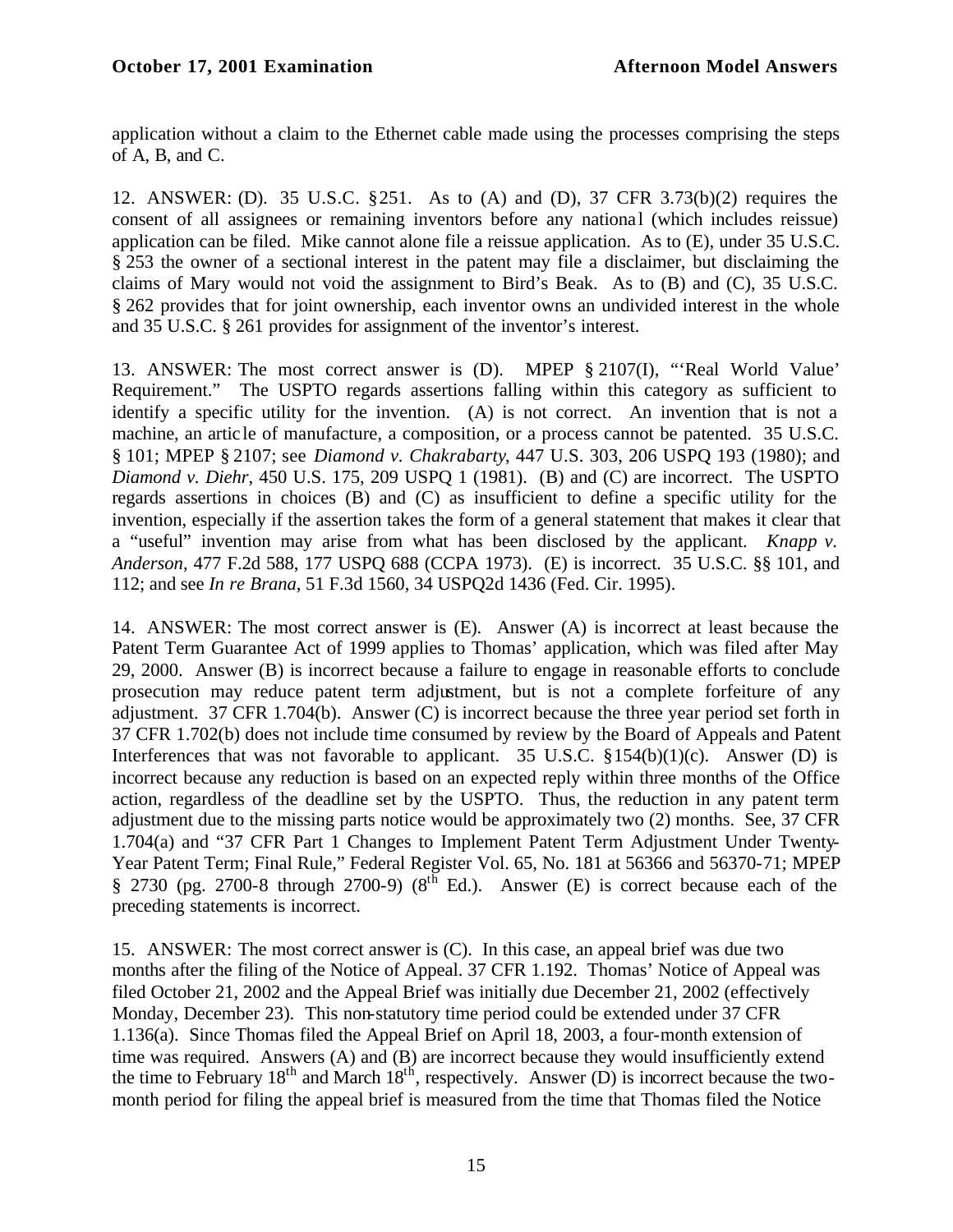application without a claim to the Ethernet cable made using the processes comprising the steps of A, B, and C.

12. ANSWER: (D). 35 U.S.C. § 251. As to (A) and (D), 37 CFR 3.73(b)(2) requires the consent of all assignees or remaining inventors before any national (which includes reissue) application can be filed. Mike cannot alone file a reissue application. As to (E), under 35 U.S.C. § 253 the owner of a sectional interest in the patent may file a disclaimer, but disclaiming the claims of Mary would not void the assignment to Bird's Beak. As to (B) and (C), 35 U.S.C. § 262 provides that for joint ownership, each inventor owns an undivided interest in the whole and 35 U.S.C. § 261 provides for assignment of the inventor's interest.

13. ANSWER: The most correct answer is (D). MPEP § 2107(I), "'Real World Value' Requirement." The USPTO regards assertions falling within this category as sufficient to identify a specific utility for the invention. (A) is not correct. An invention that is not a machine, an article of manufacture, a composition, or a process cannot be patented. 35 U.S.C. § 101; MPEP § 2107; see *Diamond v. Chakrabarty*, 447 U.S. 303, 206 USPQ 193 (1980); and *Diamond v. Diehr*, 450 U.S. 175, 209 USPQ 1 (1981). (B) and (C) are incorrect. The USPTO regards assertions in choices (B) and (C) as insufficient to define a specific utility for the invention, especially if the assertion takes the form of a general statement that makes it clear that a "useful" invention may arise from what has been disclosed by the applicant. *Knapp v. Anderson*, 477 F.2d 588, 177 USPQ 688 (CCPA 1973). (E) is incorrect. 35 U.S.C. §§ 101, and 112; and see *In re Brana*, 51 F.3d 1560, 34 USPQ2d 1436 (Fed. Cir. 1995).

14. ANSWER: The most correct answer is (E). Answer (A) is incorrect at least because the Patent Term Guarantee Act of 1999 applies to Thomas' application, which was filed after May 29, 2000. Answer (B) is incorrect because a failure to engage in reasonable efforts to conclude prosecution may reduce patent term adjustment, but is not a complete forfeiture of any adjustment. 37 CFR 1.704(b). Answer (C) is incorrect because the three year period set forth in 37 CFR 1.702(b) does not include time consumed by review by the Board of Appeals and Patent Interferences that was not favorable to applicant. 35 U.S.C. § 154(b)(1)(c). Answer (D) is incorrect because any reduction is based on an expected reply within three months of the Office action, regardless of the deadline set by the USPTO. Thus, the reduction in any patent term adjustment due to the missing parts notice would be approximately two (2) months. See, 37 CFR 1.704(a) and "37 CFR Part 1 Changes to Implement Patent Term Adjustment Under Twenty-Year Patent Term; Final Rule," Federal Register Vol. 65, No. 181 at 56366 and 56370-71; MPEP § 2730 (pg. 2700-8 through 2700-9) (8th Ed.). Answer (E) is correct because each of the preceding statements is incorrect.

15. ANSWER: The most correct answer is (C). In this case, an appeal brief was due two months after the filing of the Notice of Appeal. 37 CFR 1.192. Thomas' Notice of Appeal was filed October 21, 2002 and the Appeal Brief was initially due December 21, 2002 (effectively Monday, December 23). This non-statutory time period could be extended under 37 CFR 1.136(a). Since Thomas filed the Appeal Brief on April 18, 2003, a four-month extension of time was required. Answers (A) and (B) are incorrect because they would insufficiently extend the time to February 18th and March 18th, respectively. Answer (D) is incorrect because the two-month period for filing the appeal brief is measured from the time that Thomas filed the Notice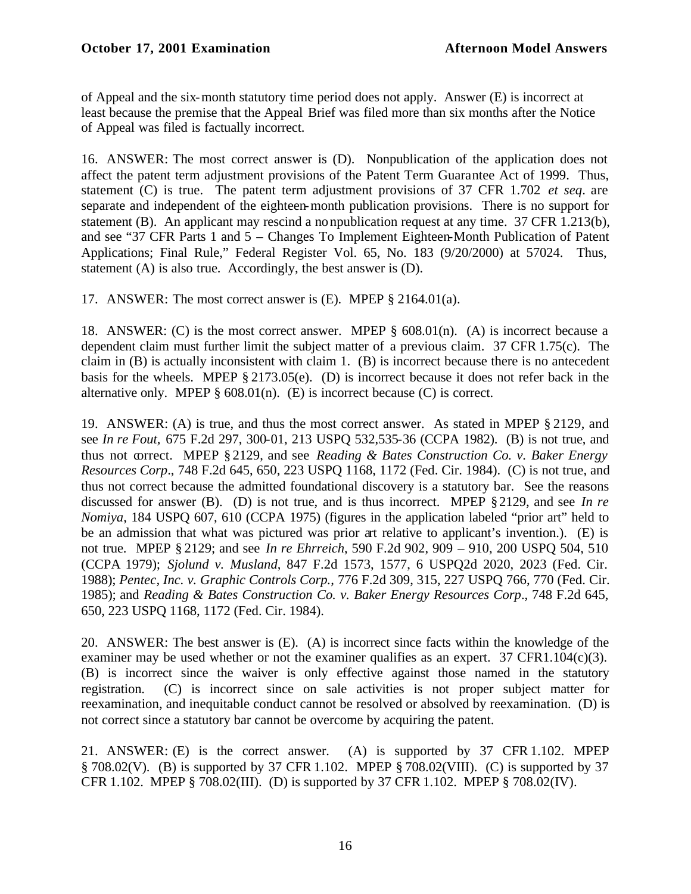of Appeal and the six-month statutory time period does not apply. Answer (E) is incorrect at least because the premise that the Appeal Brief was filed more than six months after the Notice of Appeal was filed is factually incorrect.

16. ANSWER: The most correct answer is (D). Nonpublication of the application does not affect the patent term adjustment provisions of the Patent Term Guarantee Act of 1999. Thus, statement (C) is true. The patent term adjustment provisions of 37 CFR 1.702 *et seq*. are separate and independent of the eighteen-month publication provisions. There is no support for statement (B). An applicant may rescind a nonpublication request at any time. 37 CFR 1.213(b), and see "37 CFR Parts 1 and 5 – Changes To Implement Eighteen-Month Publication of Patent Applications; Final Rule," Federal Register Vol. 65, No. 183 (9/20/2000) at 57024. Thus, statement (A) is also true. Accordingly, the best answer is (D).

17. ANSWER: The most correct answer is (E). MPEP § 2164.01(a).

18. ANSWER: (C) is the most correct answer. MPEP § 608.01(n). (A) is incorrect because a dependent claim must further limit the subject matter of a previous claim. 37 CFR 1.75(c). The claim in (B) is actually inconsistent with claim 1. (B) is incorrect because there is no antecedent basis for the wheels. MPEP § 2173.05(e). (D) is incorrect because it does not refer back in the alternative only. MPEP § 608.01(n). (E) is incorrect because (C) is correct.

19. ANSWER: (A) is true, and thus the most correct answer. As stated in MPEP § 2129, and see *In re Fout*, 675 F.2d 297, 300-01, 213 USPQ 532,535-36 (CCPA 1982). (B) is not true, and thus not correct. MPEP § 2129, and see *Reading & Bates Construction Co. v. Baker Energy Resources Corp*., 748 F.2d 645, 650, 223 USPQ 1168, 1172 (Fed. Cir. 1984). (C) is not true, and thus not correct because the admitted foundational discovery is a statutory bar. See the reasons discussed for answer (B). (D) is not true, and is thus incorrect. MPEP § 2129, and see *In re Nomiya*, 184 USPQ 607, 610 (CCPA 1975) (figures in the application labeled "prior art" held to be an admission that what was pictured was prior art relative to applicant's invention.). (E) is not true. MPEP § 2129; and see *In re Ehrreich*, 590 F.2d 902, 909 – 910, 200 USPQ 504, 510 (CCPA 1979); *Sjolund v. Musland*, 847 F.2d 1573, 1577, 6 USPQ2d 2020, 2023 (Fed. Cir. 1988); *Pentec, Inc. v. Graphic Controls Corp.*, 776 F.2d 309, 315, 227 USPQ 766, 770 (Fed. Cir. 1985); and *Reading & Bates Construction Co. v. Baker Energy Resources Corp*., 748 F.2d 645, 650, 223 USPQ 1168, 1172 (Fed. Cir. 1984).

20. ANSWER: The best answer is (E). (A) is incorrect since facts within the knowledge of the examiner may be used whether or not the examiner qualifies as an expert. 37 CFR1.104(c)(3). (B) is incorrect since the waiver is only effective against those named in the statutory registration. (C) is incorrect since on sale activities is not proper subject matter for reexamination, and inequitable conduct cannot be resolved or absolved by reexamination. (D) is not correct since a statutory bar cannot be overcome by acquiring the patent.

21. ANSWER: (E) is the correct answer. (A) is supported by 37 CFR 1.102. MPEP § 708.02(V). (B) is supported by 37 CFR 1.102. MPEP § 708.02(VIII). (C) is supported by 37 CFR 1.102. MPEP § 708.02(III). (D) is supported by 37 CFR 1.102. MPEP § 708.02(IV).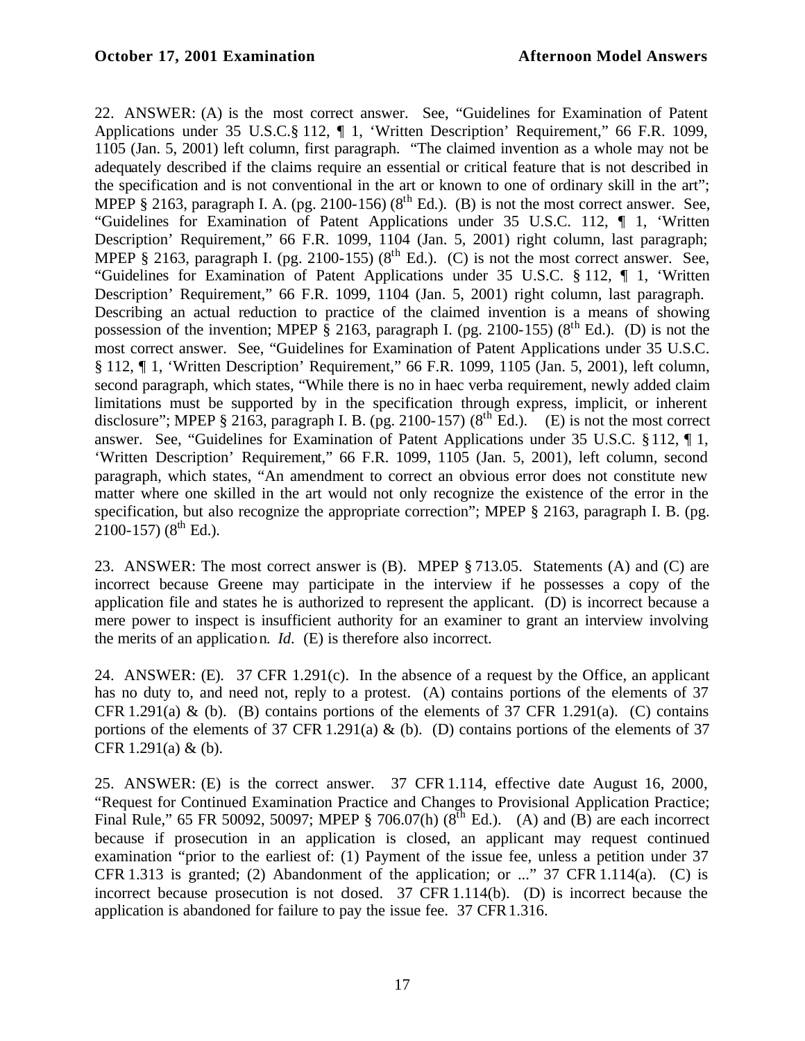22. ANSWER: (A) is the most correct answer. See, "Guidelines for Examination of Patent Applications under 35 U.S.C.§ 112, ¶ 1, 'Written Description' Requirement," 66 F.R. 1099, 1105 (Jan. 5, 2001) left column, first paragraph. "The claimed invention as a whole may not be adequately described if the claims require an essential or critical feature that is not described in the specification and is not conventional in the art or known to one of ordinary skill in the art"; MPEP § 2163, paragraph I. A. (pg. 2100-156) (8th Ed.). (B) is not the most correct answer. See, "Guidelines for Examination of Patent Applications under 35 U.S.C. 112, ¶ 1, 'Written Description' Requirement," 66 F.R. 1099, 1104 (Jan. 5, 2001) right column, last paragraph; MPEP § 2163, paragraph I. (pg. 2100-155) (8th Ed.). (C) is not the most correct answer. See, "Guidelines for Examination of Patent Applications under 35 U.S.C. § 112, ¶ 1, 'Written Description' Requirement," 66 F.R. 1099, 1104 (Jan. 5, 2001) right column, last paragraph. Describing an actual reduction to practice of the claimed invention is a means of showing possession of the invention; MPEP § 2163, paragraph I. (pg. 2100-155) (8th Ed.). (D) is not the most correct answer. See, "Guidelines for Examination of Patent Applications under 35 U.S.C. § 112, ¶ 1, 'Written Description' Requirement," 66 F.R. 1099, 1105 (Jan. 5, 2001), left column, second paragraph, which states, "While there is no in haec verba requirement, newly added claim limitations must be supported by in the specification through express, implicit, or inherent disclosure"; MPEP § 2163, paragraph I. B. (pg. 2100-157) (8th Ed.). (E) is not the most correct answer. See, "Guidelines for Examination of Patent Applications under 35 U.S.C. § 112, ¶ 1, 'Written Description' Requirement," 66 F.R. 1099, 1105 (Jan. 5, 2001), left column, second paragraph, which states, "An amendment to correct an obvious error does not constitute new matter where one skilled in the art would not only recognize the existence of the error in the specification, but also recognize the appropriate correction"; MPEP § 2163, paragraph I. B. (pg. 2100-157) (8th Ed.).

23. ANSWER: The most correct answer is (B). MPEP § 713.05. Statements (A) and (C) are incorrect because Greene may participate in the interview if he possesses a copy of the application file and states he is authorized to represent the applicant. (D) is incorrect because a mere power to inspect is insufficient authority for an examiner to grant an interview involving the merits of an application. *Id*. (E) is therefore also incorrect.

24. ANSWER: (E). 37 CFR 1.291(c). In the absence of a request by the Office, an applicant has no duty to, and need not, reply to a protest. (A) contains portions of the elements of 37 CFR 1.291(a) & (b). (B) contains portions of the elements of 37 CFR 1.291(a). (C) contains portions of the elements of 37 CFR 1.291(a) & (b). (D) contains portions of the elements of 37 CFR 1.291(a) & (b).

25. ANSWER: (E) is the correct answer. 37 CFR 1.114, effective date August 16, 2000, "Request for Continued Examination Practice and Changes to Provisional Application Practice; Final Rule," 65 FR 50092, 50097; MPEP § 706.07(h) (8th Ed.). (A) and (B) are each incorrect because if prosecution in an application is closed, an applicant may request continued examination "prior to the earliest of: (1) Payment of the issue fee, unless a petition under 37 CFR 1.313 is granted; (2) Abandonment of the application; or ..." 37 CFR 1.114(a). (C) is incorrect because prosecution is not closed. 37 CFR 1.114(b). (D) is incorrect because the application is abandoned for failure to pay the issue fee. 37 CFR 1.316.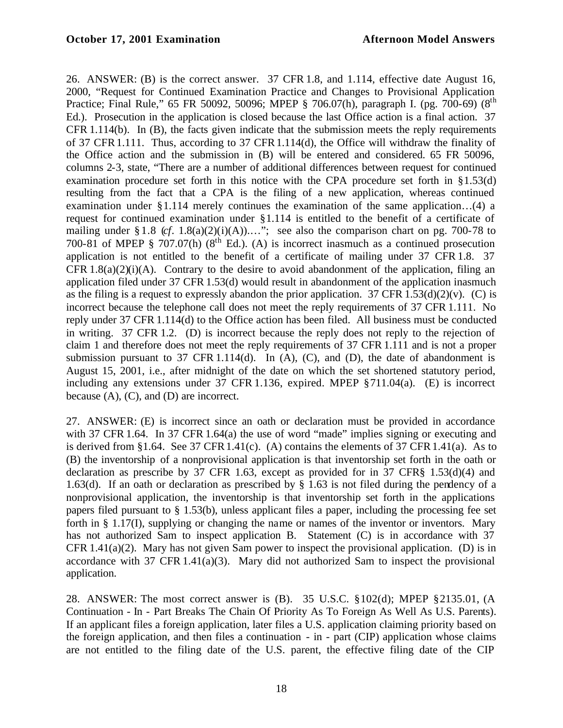26. ANSWER: (B) is the correct answer. 37 CFR 1.8, and 1.114, effective date August 16, 2000, "Request for Continued Examination Practice and Changes to Provisional Application Practice; Final Rule," 65 FR 50092, 50096; MPEP § 706.07(h), paragraph I. (pg. 700-69) (8th Ed.). Prosecution in the application is closed because the last Office action is a final action. 37 CFR 1.114(b). In (B), the facts given indicate that the submission meets the reply requirements of 37 CFR 1.111. Thus, according to 37 CFR 1.114(d), the Office will withdraw the finality of the Office action and the submission in (B) will be entered and considered. 65 FR 50096, columns 2-3, state, "There are a number of additional differences between request for continued examination procedure set forth in this notice with the CPA procedure set forth in §1.53(d) resulting from the fact that a CPA is the filing of a new application, whereas continued examination under §1.114 merely continues the examination of the same application…(4) a request for continued examination under §1.114 is entitled to the benefit of a certificate of mailing under §1.8 (*cf*. 1.8(a)(2)(i)(A))…."; see also the comparison chart on pg. 700-78 to 700-81 of MPEP § 707.07(h) (8th Ed.). (A) is incorrect inasmuch as a continued prosecution application is not entitled to the benefit of a certificate of mailing under 37 CFR 1.8. 37 CFR 1.8(a)(2)(i)(A). Contrary to the desire to avoid abandonment of the application, filing an application filed under 37 CFR 1.53(d) would result in abandonment of the application inasmuch as the filing is a request to expressly abandon the prior application. 37 CFR 1.53(d)(2)(v). (C) is incorrect because the telephone call does not meet the reply requirements of 37 CFR 1.111. No reply under 37 CFR 1.114(d) to the Office action has been filed. All business must be conducted in writing. 37 CFR 1.2. (D) is incorrect because the reply does not reply to the rejection of claim 1 and therefore does not meet the reply requirements of 37 CFR 1.111 and is not a proper submission pursuant to 37 CFR 1.114(d). In (A), (C), and (D), the date of abandonment is August 15, 2001, i.e., after midnight of the date on which the set shortened statutory period, including any extensions under 37 CFR 1.136, expired. MPEP §711.04(a). (E) is incorrect because (A), (C), and (D) are incorrect.

27. ANSWER: (E) is incorrect since an oath or declaration must be provided in accordance with 37 CFR 1.64. In 37 CFR 1.64(a) the use of word "made" implies signing or executing and is derived from §1.64. See 37 CFR 1.41(c). (A) contains the elements of 37 CFR 1.41(a). As to (B) the inventorship of a nonprovisional application is that inventorship set forth in the oath or declaration as prescribe by 37 CFR 1.63, except as provided for in 37 CFR§ 1.53(d)(4) and 1.63(d). If an oath or declaration as prescribed by § 1.63 is not filed during the pendency of a nonprovisional application, the inventorship is that inventorship set forth in the applications papers filed pursuant to § 1.53(b), unless applicant files a paper, including the processing fee set forth in § 1.17(I), supplying or changing the name or names of the inventor or inventors. Mary has not authorized Sam to inspect application B. Statement (C) is in accordance with 37 CFR 1.41(a)(2). Mary has not given Sam power to inspect the provisional application. (D) is in accordance with 37 CFR 1.41(a)(3). Mary did not authorized Sam to inspect the provisional application.

28. ANSWER: The most correct answer is (B). 35 U.S.C. §102(d); MPEP §2135.01, (A Continuation - In - Part Breaks The Chain Of Priority As To Foreign As Well As U.S. Parents). If an applicant files a foreign application, later files a U.S. application claiming priority based on the foreign application, and then files a continuation - in - part (CIP) application whose claims are not entitled to the filing date of the U.S. parent, the effective filing date of the CIP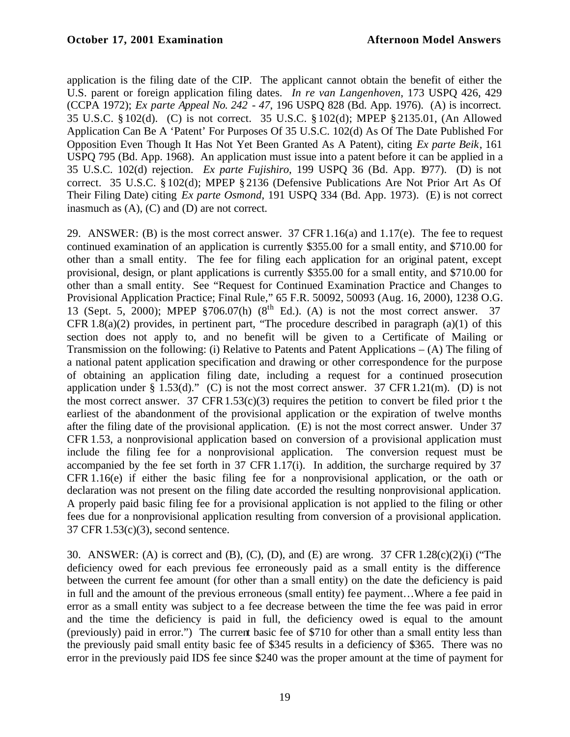application is the filing date of the CIP. The applicant cannot obtain the benefit of either the U.S. parent or foreign application filing dates. *In re van Langenhoven*, 173 USPQ 426, 429 (CCPA 1972); *Ex parte Appeal No. 242 - 47*, 196 USPQ 828 (Bd. App. 1976). (A) is incorrect. 35 U.S.C. § 102(d). (C) is not correct. 35 U.S.C. § 102(d); MPEP § 2135.01, (An Allowed Application Can Be A 'Patent' For Purposes Of 35 U.S.C. 102(d) As Of The Date Published For Opposition Even Though It Has Not Yet Been Granted As A Patent), citing *Ex parte Beik*, 161 USPQ 795 (Bd. App. 1968). An application must issue into a patent before it can be applied in a 35 U.S.C. 102(d) rejection. *Ex parte Fujishiro*, 199 USPQ 36 (Bd. App. 1977). (D) is not correct. 35 U.S.C. § 102(d); MPEP § 2136 (Defensive Publications Are Not Prior Art As Of Their Filing Date) citing *Ex parte Osmond*, 191 USPQ 334 (Bd. App. 1973). (E) is not correct inasmuch as (A), (C) and (D) are not correct.

29. ANSWER: (B) is the most correct answer. 37 CFR 1.16(a) and 1.17(e). The fee to request continued examination of an application is currently $355.00 for a small entity, and $710.00 for other than a small entity. The fee for filing each application for an original patent, except provisional, design, or plant applications is currently $355.00 for a small entity, and $710.00 for other than a small entity. See "Request for Continued Examination Practice and Changes to Provisional Application Practice; Final Rule," 65 F.R. 50092, 50093 (Aug. 16, 2000), 1238 O.G. 13 (Sept. 5, 2000); MPEP §706.07(h) (8th Ed.). (A) is not the most correct answer. 37 CFR 1.8(a)(2) provides, in pertinent part, "The procedure described in paragraph (a)(1) of this section does not apply to, and no benefit will be given to a Certificate of Mailing or Transmission on the following: (i) Relative to Patents and Patent Applications – (A) The filing of a national patent application specification and drawing or other correspondence for the purpose of obtaining an application filing date, including a request for a continued prosecution application under § 1.53(d)." (C) is not the most correct answer. 37 CFR 1.21(m). (D) is not the most correct answer. 37 CFR 1.53(c)(3) requires the petition to convert be filed prior t the earliest of the abandonment of the provisional application or the expiration of twelve months after the filing date of the provisional application. (E) is not the most correct answer. Under 37 CFR 1.53, a nonprovisional application based on conversion of a provisional application must include the filing fee for a nonprovisional application. The conversion request must be accompanied by the fee set forth in 37 CFR 1.17(i). In addition, the surcharge required by 37 CFR 1.16(e) if either the basic filing fee for a nonprovisional application, or the oath or declaration was not present on the filing date accorded the resulting nonprovisional application. A properly paid basic filing fee for a provisional application is not applied to the filing or other fees due for a nonprovisional application resulting from conversion of a provisional application. 37 CFR 1.53(c)(3), second sentence.

30. ANSWER: (A) is correct and (B), (C), (D), and (E) are wrong. 37 CFR 1.28(c)(2)(i) ("The deficiency owed for each previous fee erroneously paid as a small entity is the difference between the current fee amount (for other than a small entity) on the date the deficiency is paid in full and the amount of the previous erroneous (small entity) fee payment…Where a fee paid in error as a small entity was subject to a fee decrease between the time the fee was paid in error and the time the deficiency is paid in full, the deficiency owed is equal to the amount (previously) paid in error.") The current basic fee of $710 for other than a small entity less than the previously paid small entity basic fee of $345 results in a deficiency of $365. There was no error in the previously paid IDS fee since $240 was the proper amount at the time of payment for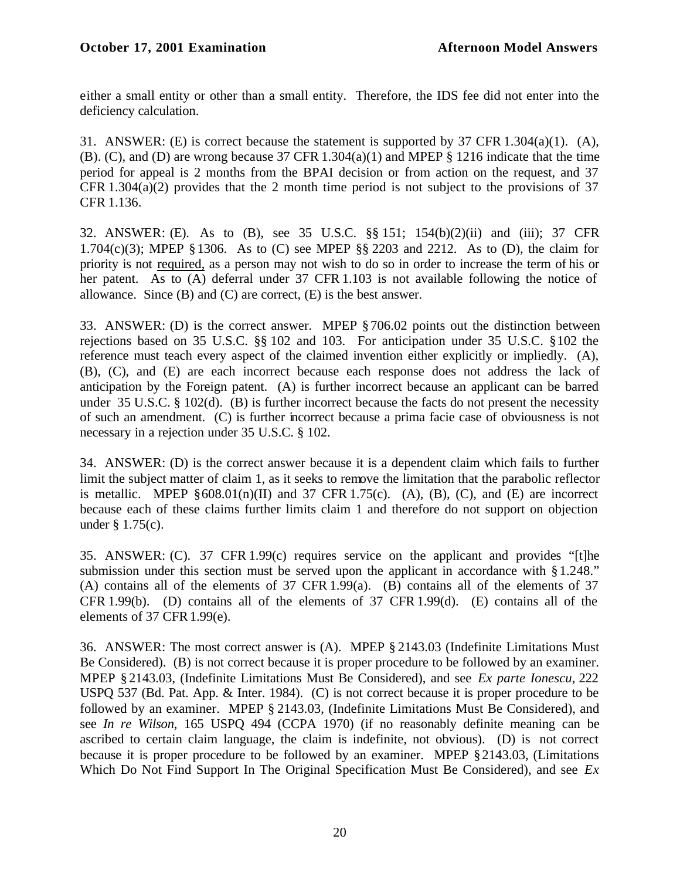either a small entity or other than a small entity. Therefore, the IDS fee did not enter into the deficiency calculation.

31. ANSWER: (E) is correct because the statement is supported by 37 CFR 1.304(a)(1). (A), (B). (C), and (D) are wrong because 37 CFR 1.304(a)(1) and MPEP § 1216 indicate that the time period for appeal is 2 months from the BPAI decision or from action on the request, and 37 CFR 1.304(a)(2) provides that the 2 month time period is not subject to the provisions of 37 CFR 1.136.

32. ANSWER: (E). As to (B), see 35 U.S.C. §§ 151; 154(b)(2)(ii) and (iii); 37 CFR 1.704(c)(3); MPEP § 1306. As to (C) see MPEP §§ 2203 and 2212. As to (D), the claim for priority is not required, as a person may not wish to do so in order to increase the term of his or her patent. As to (A) deferral under 37 CFR 1.103 is not available following the notice of allowance. Since (B) and (C) are correct, (E) is the best answer.

33. ANSWER: (D) is the correct answer. MPEP § 706.02 points out the distinction between rejections based on 35 U.S.C. §§ 102 and 103. For anticipation under 35 U.S.C. § 102 the reference must teach every aspect of the claimed invention either explicitly or impliedly. (A), (B), (C), and (E) are each incorrect because each response does not address the lack of anticipation by the Foreign patent. (A) is further incorrect because an applicant can be barred under 35 U.S.C. § 102(d). (B) is further incorrect because the facts do not present the necessity of such an amendment. (C) is further incorrect because a prima facie case of obviousness is not necessary in a rejection under 35 U.S.C. § 102.

34. ANSWER: (D) is the correct answer because it is a dependent claim which fails to further limit the subject matter of claim 1, as it seeks to remove the limitation that the parabolic reflector is metallic. MPEP § 608.01(n)(II) and 37 CFR 1.75(c). (A), (B), (C), and (E) are incorrect because each of these claims further limits claim 1 and therefore do not support on objection under § 1.75(c).

35. ANSWER: (C). 37 CFR 1.99(c) requires service on the applicant and provides "[t]he submission under this section must be served upon the applicant in accordance with § 1.248." (A) contains all of the elements of 37 CFR 1.99(a). (B) contains all of the elements of 37 CFR 1.99(b). (D) contains all of the elements of 37 CFR 1.99(d). (E) contains all of the elements of 37 CFR 1.99(e).

36. ANSWER: The most correct answer is (A). MPEP § 2143.03 (Indefinite Limitations Must Be Considered). (B) is not correct because it is proper procedure to be followed by an examiner. MPEP § 2143.03, (Indefinite Limitations Must Be Considered), and see *Ex parte Ionescu*, 222 USPQ 537 (Bd. Pat. App. & Inter. 1984). (C) is not correct because it is proper procedure to be followed by an examiner. MPEP § 2143.03, (Indefinite Limitations Must Be Considered), and see *In re Wilson*, 165 USPQ 494 (CCPA 1970) (if no reasonably definite meaning can be ascribed to certain claim language, the claim is indefinite, not obvious). (D) is not correct because it is proper procedure to be followed by an examiner. MPEP § 2143.03, (Limitations Which Do Not Find Support In The Original Specification Must Be Considered), and see *Ex*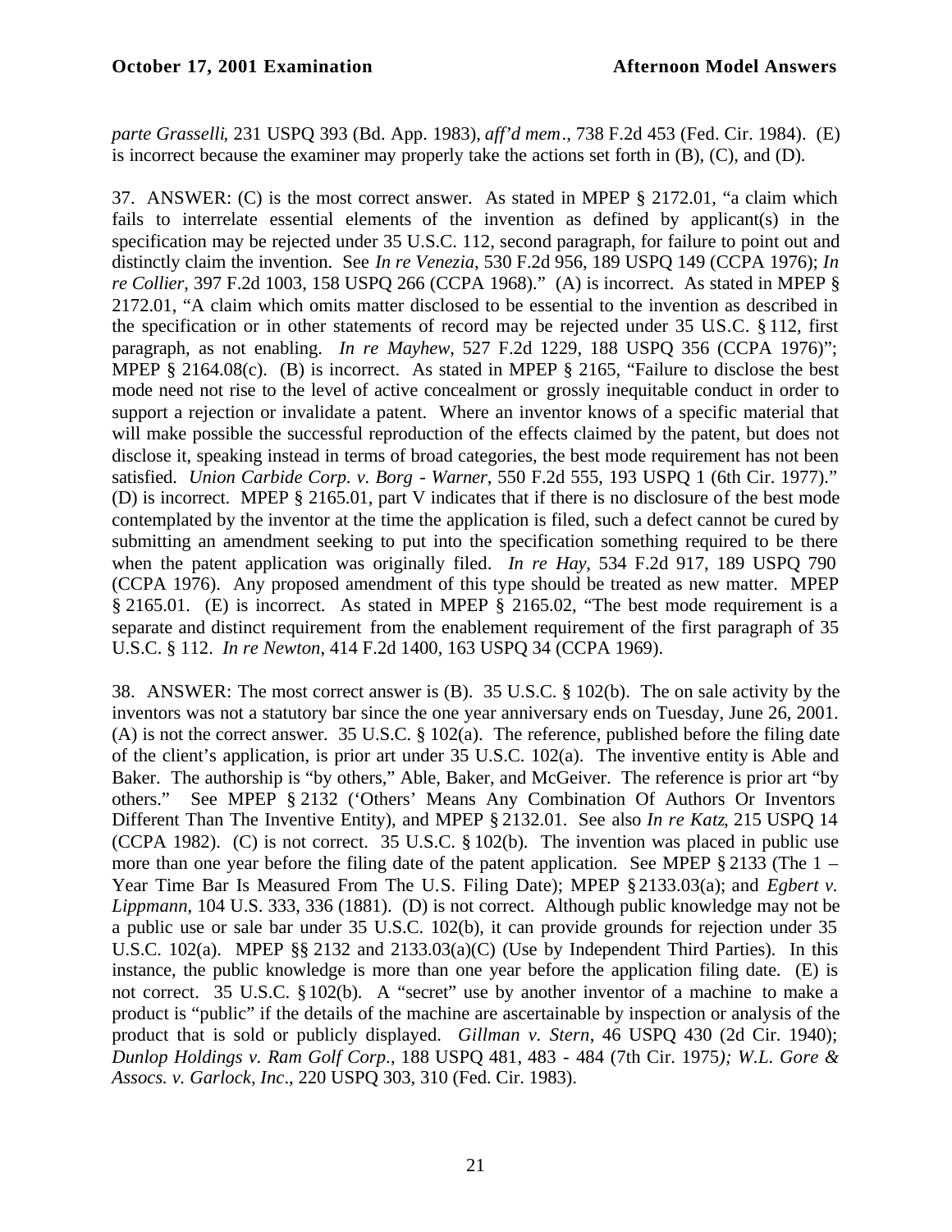*parte Grasselli*, 231 USPQ 393 (Bd. App. 1983), *aff'd mem*., 738 F.2d 453 (Fed. Cir. 1984). (E) is incorrect because the examiner may properly take the actions set forth in (B), (C), and (D).

37. ANSWER: (C) is the most correct answer. As stated in MPEP § 2172.01, "a claim which fails to interrelate essential elements of the invention as defined by applicant(s) in the specification may be rejected under 35 U.S.C. 112, second paragraph, for failure to point out and distinctly claim the invention. See *In re Venezia*, 530 F.2d 956, 189 USPQ 149 (CCPA 1976); *In re Collier*, 397 F.2d 1003, 158 USPQ 266 (CCPA 1968)." (A) is incorrect. As stated in MPEP § 2172.01, "A claim which omits matter disclosed to be essential to the invention as described in the specification or in other statements of record may be rejected under 35 U.S.C. § 112, first paragraph, as not enabling. *In re Mayhew*, 527 F.2d 1229, 188 USPQ 356 (CCPA 1976)"; MPEP § 2164.08(c). (B) is incorrect. As stated in MPEP § 2165, "Failure to disclose the best mode need not rise to the level of active concealment or grossly inequitable conduct in order to support a rejection or invalidate a patent. Where an inventor knows of a specific material that will make possible the successful reproduction of the effects claimed by the patent, but does not disclose it, speaking instead in terms of broad categories, the best mode requirement has not been satisfied. *Union Carbide Corp. v. Borg - Warner*, 550 F.2d 555, 193 USPQ 1 (6th Cir. 1977)." (D) is incorrect. MPEP § 2165.01, part V indicates that if there is no disclosure of the best mode contemplated by the inventor at the time the application is filed, such a defect cannot be cured by submitting an amendment seeking to put into the specification something required to be there when the patent application was originally filed. *In re Hay*, 534 F.2d 917, 189 USPQ 790 (CCPA 1976). Any proposed amendment of this type should be treated as new matter. MPEP § 2165.01. (E) is incorrect. As stated in MPEP § 2165.02, "The best mode requirement is a separate and distinct requirement from the enablement requirement of the first paragraph of 35 U.S.C. § 112. *In re Newton*, 414 F.2d 1400, 163 USPQ 34 (CCPA 1969).

38. ANSWER: The most correct answer is (B). 35 U.S.C. § 102(b). The on sale activity by the inventors was not a statutory bar since the one year anniversary ends on Tuesday, June 26, 2001. (A) is not the correct answer. 35 U.S.C. § 102(a). The reference, published before the filing date of the client's application, is prior art under 35 U.S.C. 102(a). The inventive entity is Able and Baker. The authorship is "by others," Able, Baker, and McGeiver. The reference is prior art "by others." See MPEP § 2132 ('Others' Means Any Combination Of Authors Or Inventors Different Than The Inventive Entity), and MPEP § 2132.01. See also *In re Katz*, 215 USPQ 14 (CCPA 1982). (C) is not correct. 35 U.S.C. § 102(b). The invention was placed in public use more than one year before the filing date of the patent application. See MPEP § 2133 (The 1 – Year Time Bar Is Measured From The U.S. Filing Date); MPEP § 2133.03(a); and *Egbert v. Lippmann*, 104 U.S. 333, 336 (1881). (D) is not correct. Although public knowledge may not be a public use or sale bar under 35 U.S.C. 102(b), it can provide grounds for rejection under 35 U.S.C. 102(a). MPEP §§ 2132 and 2133.03(a)(C) (Use by Independent Third Parties). In this instance, the public knowledge is more than one year before the application filing date. (E) is not correct. 35 U.S.C. § 102(b). A "secret" use by another inventor of a machine to make a product is "public" if the details of the machine are ascertainable by inspection or analysis of the product that is sold or publicly displayed. *Gillman v. Stern*, 46 USPQ 430 (2d Cir. 1940); *Dunlop Holdings v. Ram Golf Corp*., 188 USPQ 481, 483 - 484 (7th Cir. 1975); *W.L. Gore & Assocs. v. Garlock, Inc*., 220 USPQ 303, 310 (Fed. Cir. 1983).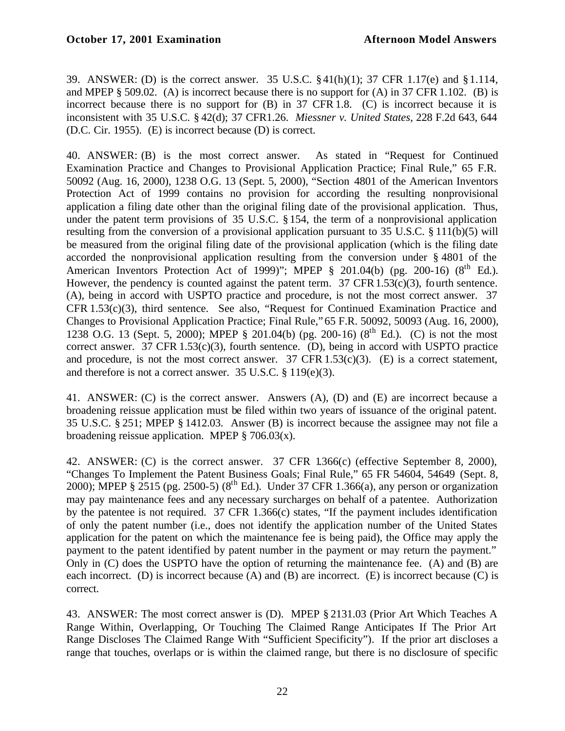39. ANSWER: (D) is the correct answer. 35 U.S.C. § 41(h)(1); 37 CFR 1.17(e) and § 1.114, and MPEP § 509.02. (A) is incorrect because there is no support for (A) in 37 CFR 1.102. (B) is incorrect because there is no support for (B) in 37 CFR 1.8. (C) is incorrect because it is inconsistent with 35 U.S.C. § 42(d); 37 CFR1.26. *Miessner v. United States*, 228 F.2d 643, 644 (D.C. Cir. 1955). (E) is incorrect because (D) is correct.

40. ANSWER: (B) is the most correct answer. As stated in "Request for Continued Examination Practice and Changes to Provisional Application Practice; Final Rule," 65 F.R. 50092 (Aug. 16, 2000), 1238 O.G. 13 (Sept. 5, 2000), "Section 4801 of the American Inventors Protection Act of 1999 contains no provision for according the resulting nonprovisional application a filing date other than the original filing date of the provisional application. Thus, under the patent term provisions of 35 U.S.C. § 154, the term of a nonprovisional application resulting from the conversion of a provisional application pursuant to 35 U.S.C. § 111(b)(5) will be measured from the original filing date of the provisional application (which is the filing date accorded the nonprovisional application resulting from the conversion under § 4801 of the American Inventors Protection Act of 1999)"; MPEP § 201.04(b) (pg. 200-16) (8th Ed.). However, the pendency is counted against the patent term. 37 CFR 1.53(c)(3), fourth sentence. (A), being in accord with USPTO practice and procedure, is not the most correct answer. 37 CFR 1.53(c)(3), third sentence. See also, "Request for Continued Examination Practice and Changes to Provisional Application Practice; Final Rule," 65 F.R. 50092, 50093 (Aug. 16, 2000), 1238 O.G. 13 (Sept. 5, 2000); MPEP § 201.04(b) (pg. 200-16) (8th Ed.). (C) is not the most correct answer. 37 CFR 1.53(c)(3), fourth sentence. (D), being in accord with USPTO practice and procedure, is not the most correct answer. 37 CFR 1.53(c)(3). (E) is a correct statement, and therefore is not a correct answer. 35 U.S.C. § 119(e)(3).

41. ANSWER: (C) is the correct answer. Answers (A), (D) and (E) are incorrect because a broadening reissue application must be filed within two years of issuance of the original patent. 35 U.S.C. § 251; MPEP § 1412.03. Answer (B) is incorrect because the assignee may not file a broadening reissue application. MPEP § 706.03(x).

42. ANSWER: (C) is the correct answer. 37 CFR 1.366(c) (effective September 8, 2000), "Changes To Implement the Patent Business Goals; Final Rule," 65 FR 54604, 54649 (Sept. 8, 2000); MPEP § 2515 (pg. 2500-5) (8th Ed.). Under 37 CFR 1.366(a), any person or organization may pay maintenance fees and any necessary surcharges on behalf of a patentee. Authorization by the patentee is not required. 37 CFR 1.366(c) states, "If the payment includes identification of only the patent number (i.e., does not identify the application number of the United States application for the patent on which the maintenance fee is being paid), the Office may apply the payment to the patent identified by patent number in the payment or may return the payment." Only in (C) does the USPTO have the option of returning the maintenance fee. (A) and (B) are each incorrect. (D) is incorrect because (A) and (B) are incorrect. (E) is incorrect because (C) is correct.

43. ANSWER: The most correct answer is (D). MPEP § 2131.03 (Prior Art Which Teaches A Range Within, Overlapping, Or Touching The Claimed Range Anticipates If The Prior Art Range Discloses The Claimed Range With "Sufficient Specificity"). If the prior art discloses a range that touches, overlaps or is within the claimed range, but there is no disclosure of specific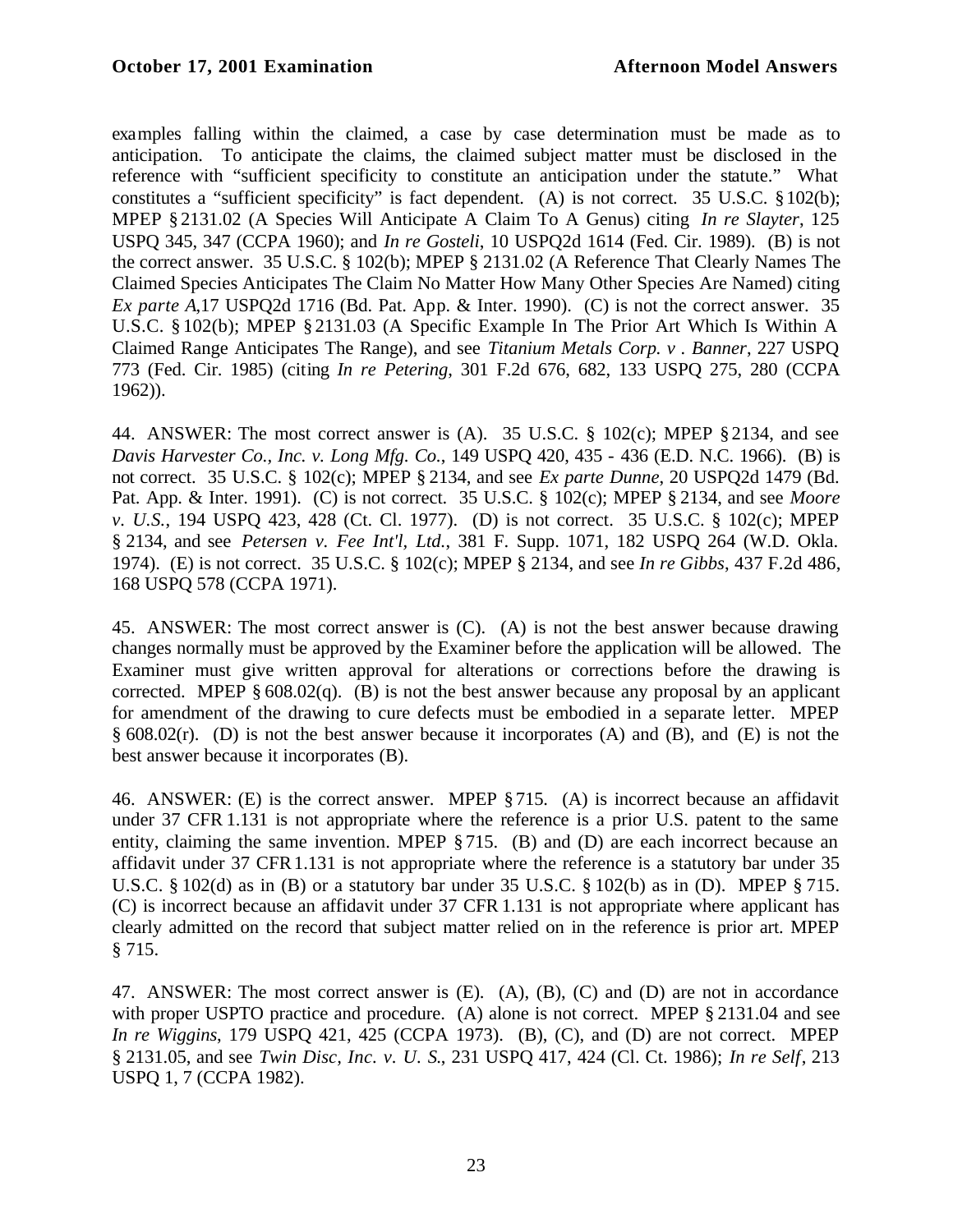examples falling within the claimed, a case by case determination must be made as to anticipation. To anticipate the claims, the claimed subject matter must be disclosed in the reference with "sufficient specificity to constitute an anticipation under the statute." What constitutes a "sufficient specificity" is fact dependent. (A) is not correct. 35 U.S.C. § 102(b); MPEP § 2131.02 (A Species Will Anticipate A Claim To A Genus) citing *In re Slayter*, 125 USPQ 345, 347 (CCPA 1960); and *In re Gosteli*, 10 USPQ2d 1614 (Fed. Cir. 1989). (B) is not the correct answer. 35 U.S.C. § 102(b); MPEP § 2131.02 (A Reference That Clearly Names The Claimed Species Anticipates The Claim No Matter How Many Other Species Are Named) citing *Ex parte A*,17 USPQ2d 1716 (Bd. Pat. App. & Inter. 1990). (C) is not the correct answer. 35 U.S.C. § 102(b); MPEP § 2131.03 (A Specific Example In The Prior Art Which Is Within A Claimed Range Anticipates The Range), and see *Titanium Metals Corp. v . Banner*, 227 USPQ 773 (Fed. Cir. 1985) (citing *In re Petering*, 301 F.2d 676, 682, 133 USPQ 275, 280 (CCPA 1962)).

44. ANSWER: The most correct answer is (A). 35 U.S.C. § 102(c); MPEP § 2134, and see *Davis Harvester Co., Inc. v. Long Mfg. Co.*, 149 USPQ 420, 435 - 436 (E.D. N.C. 1966). (B) is not correct. 35 U.S.C. § 102(c); MPEP § 2134, and see *Ex parte Dunne*, 20 USPQ2d 1479 (Bd. Pat. App. & Inter. 1991). (C) is not correct. 35 U.S.C. § 102(c); MPEP § 2134, and see *Moore v. U.S.*, 194 USPQ 423, 428 (Ct. Cl. 1977). (D) is not correct. 35 U.S.C. § 102(c); MPEP § 2134, and see *Petersen v. Fee Int'l, Ltd.*, 381 F. Supp. 1071, 182 USPQ 264 (W.D. Okla. 1974). (E) is not correct. 35 U.S.C. § 102(c); MPEP § 2134, and see *In re Gibbs*, 437 F.2d 486, 168 USPQ 578 (CCPA 1971).

45. ANSWER: The most correct answer is (C). (A) is not the best answer because drawing changes normally must be approved by the Examiner before the application will be allowed. The Examiner must give written approval for alterations or corrections before the drawing is corrected. MPEP § 608.02(q). (B) is not the best answer because any proposal by an applicant for amendment of the drawing to cure defects must be embodied in a separate letter. MPEP § 608.02(r). (D) is not the best answer because it incorporates (A) and (B), and (E) is not the best answer because it incorporates (B).

46. ANSWER: (E) is the correct answer. MPEP § 715. (A) is incorrect because an affidavit under 37 CFR 1.131 is not appropriate where the reference is a prior U.S. patent to the same entity, claiming the same invention. MPEP § 715. (B) and (D) are each incorrect because an affidavit under 37 CFR 1.131 is not appropriate where the reference is a statutory bar under 35 U.S.C. § 102(d) as in (B) or a statutory bar under 35 U.S.C. § 102(b) as in (D). MPEP § 715. (C) is incorrect because an affidavit under 37 CFR 1.131 is not appropriate where applicant has clearly admitted on the record that subject matter relied on in the reference is prior art. MPEP § 715.

47. ANSWER: The most correct answer is (E). (A), (B), (C) and (D) are not in accordance with proper USPTO practice and procedure. (A) alone is not correct. MPEP § 2131.04 and see *In re Wiggins*, 179 USPQ 421, 425 (CCPA 1973). (B), (C), and (D) are not correct. MPEP § 2131.05, and see *Twin Disc, Inc. v. U. S.*, 231 USPQ 417, 424 (Cl. Ct. 1986); *In re Self*, 213 USPQ 1, 7 (CCPA 1982).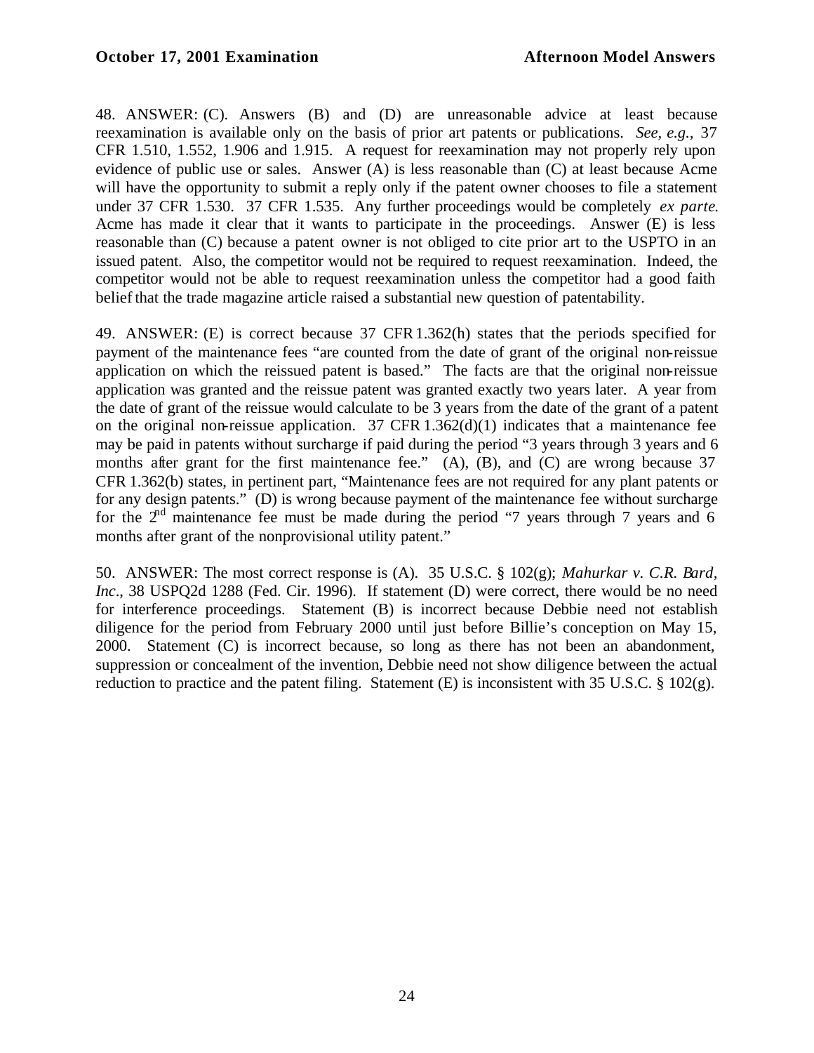48. ANSWER: (C). Answers (B) and (D) are unreasonable advice at least because reexamination is available only on the basis of prior art patents or publications. *See, e.g.,* 37 CFR 1.510, 1.552, 1.906 and 1.915. A request for reexamination may not properly rely upon evidence of public use or sales. Answer (A) is less reasonable than (C) at least because Acme will have the opportunity to submit a reply only if the patent owner chooses to file a statement under 37 CFR 1.530. 37 CFR 1.535. Any further proceedings would be completely *ex parte*. Acme has made it clear that it wants to participate in the proceedings. Answer (E) is less reasonable than (C) because a patent owner is not obliged to cite prior art to the USPTO in an issued patent. Also, the competitor would not be required to request reexamination. Indeed, the competitor would not be able to request reexamination unless the competitor had a good faith belief that the trade magazine article raised a substantial new question of patentability.

49. ANSWER: (E) is correct because 37 CFR 1.362(h) states that the periods specified for payment of the maintenance fees "are counted from the date of grant of the original non-reissue application on which the reissued patent is based." The facts are that the original non-reissue application was granted and the reissue patent was granted exactly two years later. A year from the date of grant of the reissue would calculate to be 3 years from the date of the grant of a patent on the original non-reissue application. 37 CFR 1.362(d)(1) indicates that a maintenance fee may be paid in patents without surcharge if paid during the period "3 years through 3 years and 6 months after grant for the first maintenance fee." (A), (B), and (C) are wrong because 37 CFR 1.362(b) states, in pertinent part, "Maintenance fees are not required for any plant patents or for any design patents." (D) is wrong because payment of the maintenance fee without surcharge for the 2nd maintenance fee must be made during the period "7 years through 7 years and 6 months after grant of the nonprovisional utility patent."

50. ANSWER: The most correct response is (A). 35 U.S.C. § 102(g); *Mahurkar v. C.R. Bard, Inc*., 38 USPQ2d 1288 (Fed. Cir. 1996). If statement (D) were correct, there would be no need for interference proceedings. Statement (B) is incorrect because Debbie need not establish diligence for the period from February 2000 until just before Billie's conception on May 15, 2000. Statement (C) is incorrect because, so long as there has not been an abandonment, suppression or concealment of the invention, Debbie need not show diligence between the actual reduction to practice and the patent filing. Statement (E) is inconsistent with 35 U.S.C. § 102(g).